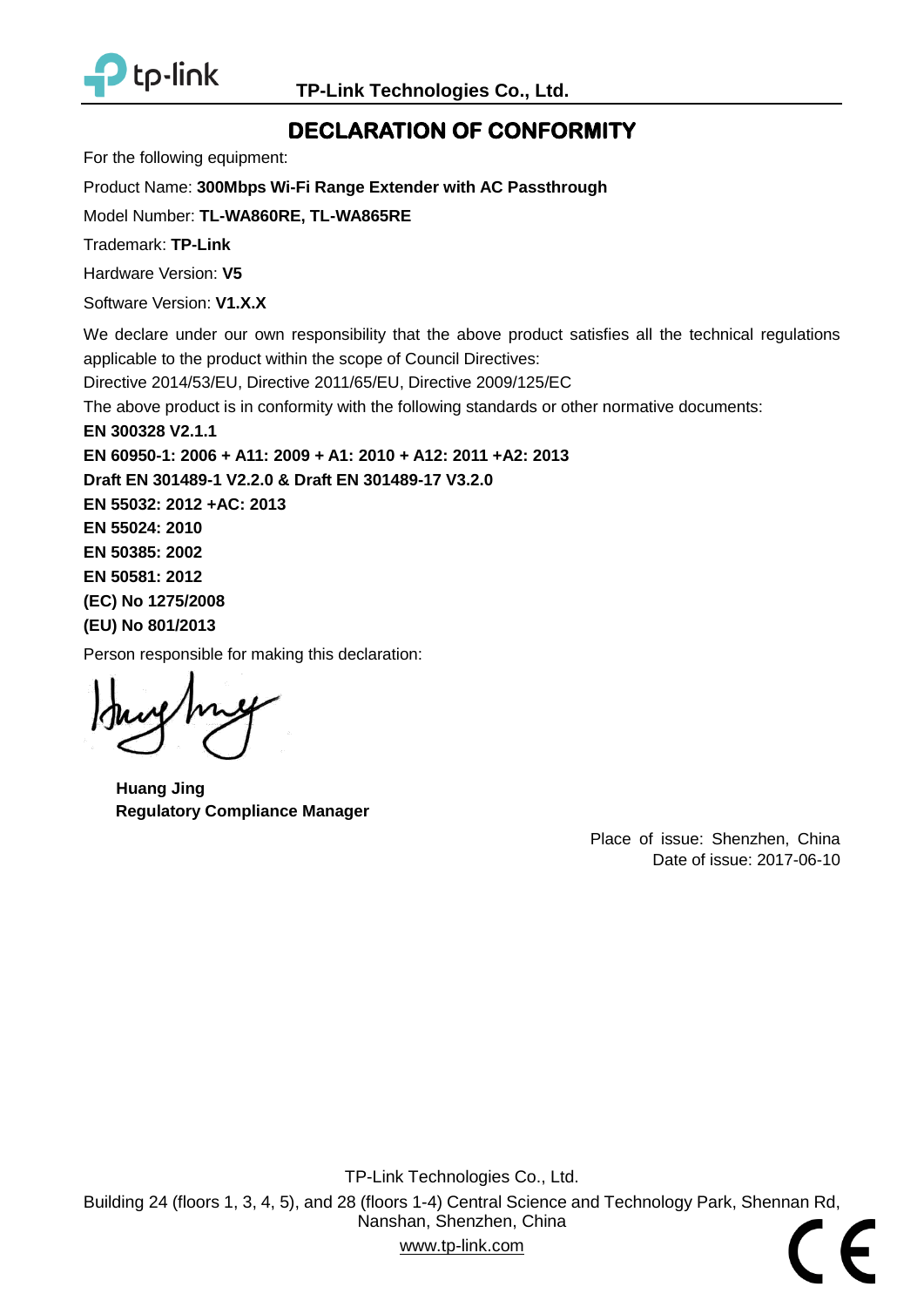TP-Link Technologies Co., Ltd.

# DECLARATION OF CONFORMITY

For the following equipment:

Product Name: **300Mbps Wi-Fi Range Extender with AC Passthrough**

Model Number: **TL-WA860RE, TL-WA865RE**

Trademark: **TP-Link**

Hardware Version: **V5**

Software Version: **V1.X.X**

We declare under our own responsibility that the above product satisfies all the technical regulations applicable to the product within the scope of Council Directives:

Directive 2014/53/EU, Directive 2011/65/EU, Directive 2009/125/EC

The above product is in conformity with the following standards or other normative documents:

**EN 300328 V2.1.1**

**EN 60950-1: 2006 + A11: 2009 + A1: 2010 + A12: 2011 +A2: 2013**

**Draft EN 301489-1 V2.2.0 & Draft EN 301489-17 V3.2.0**

**EN 55032: 2012 +AC: 2013**

**EN 55024: 2010**

**EN 50385: 2002**

**EN 50581: 2012**

**(EC) No 1275/2008**

**(EU) No 801/2013**

Person responsible for making this declaration:

**Huang Jing**
**Regulatory Compliance Manager**

Place of issue: Shenzhen, China
Date of issue: 2017-06-10

TP-Link Technologies Co., Ltd.
Building 24 (floors 1, 3, 4, 5), and 28 (floors 1-4) Central Science and Technology Park, Shennan Rd, Nanshan, Shenzhen, China
www.tp-link.com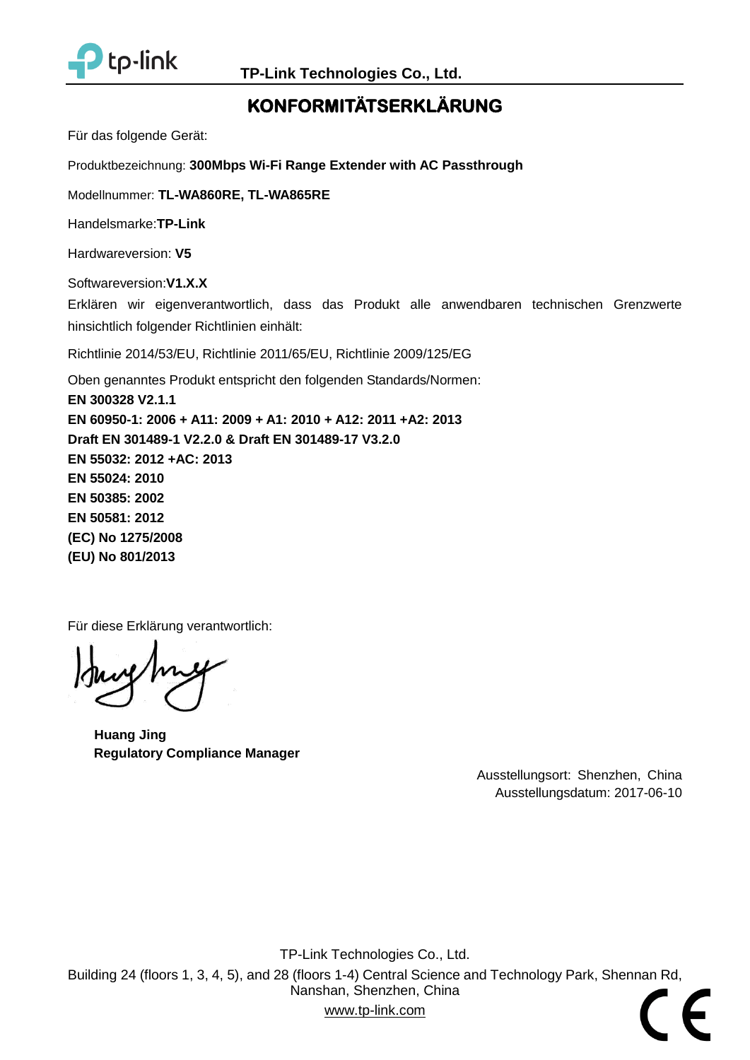TP-Link Technologies Co., Ltd.

# KONFORMITÄTSERKLÄRUNG

Für das folgende Gerät:

Produktbezeichnung: **300Mbps Wi-Fi Range Extender with AC Passthrough**

Modellnummer: **TL-WA860RE, TL-WA865RE**

Handelsmarke:**TP-Link**

Hardwareversion: **V5**

Softwareversion:**V1.X.X**

Erklären wir eigenverantwortlich, dass das Produkt alle anwendbaren technischen Grenzwerte hinsichtlich folgender Richtlinien einhält:

Richtlinie 2014/53/EU, Richtlinie 2011/65/EU, Richtlinie 2009/125/EG

Oben genanntes Produkt entspricht den folgenden Standards/Normen:

**EN 300328 V2.1.1**
**EN 60950-1: 2006 + A11: 2009 + A1: 2010 + A12: 2011 +A2: 2013**
**Draft EN 301489-1 V2.2.0 & Draft EN 301489-17 V3.2.0**
**EN 55032: 2012 +AC: 2013**
**EN 55024: 2010**
**EN 50385: 2002**
**EN 50581: 2012**
**(EC) No 1275/2008**
**(EU) No 801/2013**

Für diese Erklärung verantwortlich:

**Huang Jing**
**Regulatory Compliance Manager**

Ausstellungsort: Shenzhen, China
Ausstellungsdatum: 2017-06-10

TP-Link Technologies Co., Ltd.
Building 24 (floors 1, 3, 4, 5), and 28 (floors 1-4) Central Science and Technology Park, Shennan Rd, Nanshan, Shenzhen, China
www.tp-link.com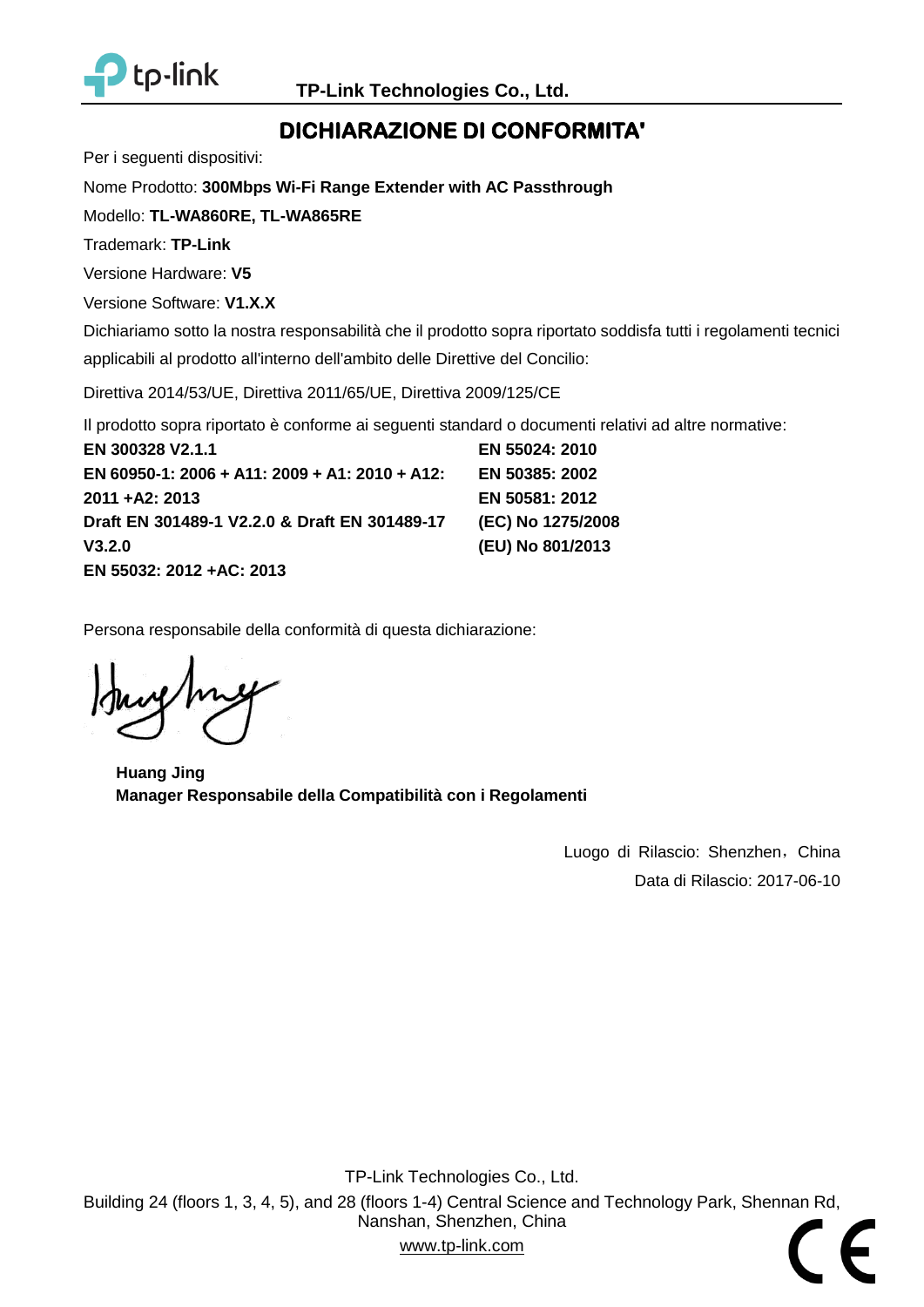TP-Link Technologies Co., Ltd.

# DICHIARAZIONE DI CONFORMITA'

Per i seguenti dispositivi:

Nome Prodotto: **300Mbps Wi-Fi Range Extender with AC Passthrough**

Modello: **TL-WA860RE, TL-WA865RE**

Trademark: **TP-Link**

Versione Hardware: **V5**

Versione Software: **V1.X.X**

Dichiariamo sotto la nostra responsabilità che il prodotto sopra riportato soddisfa tutti i regolamenti tecnici applicabili al prodotto all'interno dell'ambito delle Direttive del Concilio:

Direttiva 2014/53/UE, Direttiva 2011/65/UE, Direttiva 2009/125/CE

Il prodotto sopra riportato è conforme ai seguenti standard o documenti relativi ad altre normative:

**EN 300328 V2.1.1**
**EN 60950-1: 2006 + A11: 2009 + A1: 2010 + A12: 2011 +A2: 2013**
**Draft EN 301489-1 V2.2.0 & Draft EN 301489-17 V3.2.0**
**EN 55032: 2012 +AC: 2013**
**EN 55024: 2010**
**EN 50385: 2002**
**EN 50581: 2012**
**(EC) No 1275/2008**
**(EU) No 801/2013**

Persona responsabile della conformità di questa dichiarazione:

**Huang Jing**
**Manager Responsabile della Compatibilità con i Regolamenti**

Luogo di Rilascio: Shenzhen，China
Data di Rilascio: 2017-06-10

TP-Link Technologies Co., Ltd.
Building 24 (floors 1, 3, 4, 5), and 28 (floors 1-4) Central Science and Technology Park, Shennan Rd, Nanshan, Shenzhen, China
www.tp-link.com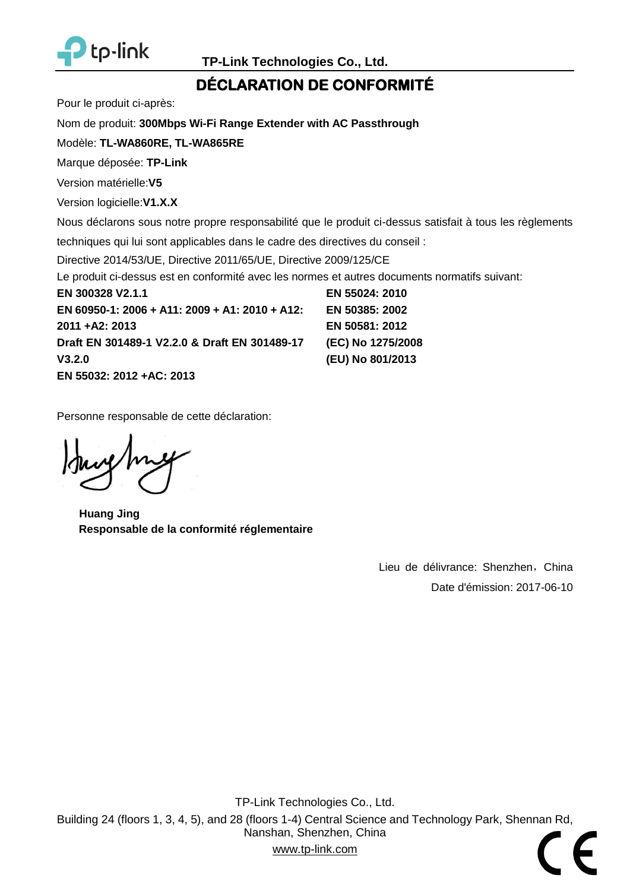TP-Link Technologies Co., Ltd.

# DÉCLARATION DE CONFORMITÉ

Pour le produit ci-après:

Nom de produit: **300Mbps Wi-Fi Range Extender with AC Passthrough**

Modèle: **TL-WA860RE, TL-WA865RE**

Marque déposée: **TP-Link**

Version matérielle:**V5**

Version logicielle:**V1.X.X**

Nous déclarons sous notre propre responsabilité que le produit ci-dessus satisfait à tous les règlements techniques qui lui sont applicables dans le cadre des directives du conseil :

Directive 2014/53/UE, Directive 2011/65/UE, Directive 2009/125/CE

Le produit ci-dessus est en conformité avec les normes et autres documents normatifs suivant:

**EN 300328 V2.1.1**
**EN 60950-1: 2006 + A11: 2009 + A1: 2010 + A12: 2011 +A2: 2013**
**Draft EN 301489-1 V2.2.0 & Draft EN 301489-17 V3.2.0**
**EN 55032: 2012 +AC: 2013**
**EN 55024: 2010**
**EN 50385: 2002**
**EN 50581: 2012**
**(EC) No 1275/2008**
**(EU) No 801/2013**

Personne responsable de cette déclaration:

**Huang Jing**
**Responsable de la conformité réglementaire**

Lieu de délivrance: Shenzhen，China

Date d'émission: 2017-06-10

TP-Link Technologies Co., Ltd.

Building 24 (floors 1, 3, 4, 5), and 28 (floors 1-4) Central Science and Technology Park, Shennan Rd, Nanshan, Shenzhen, China

www.tp-link.com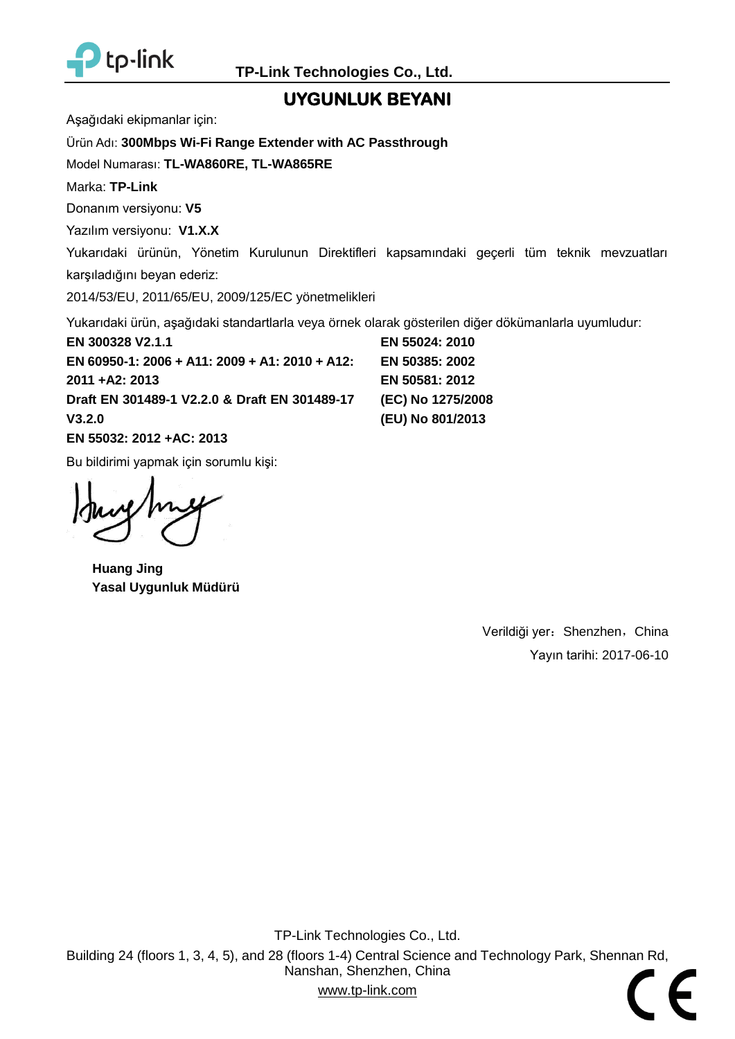**TP-Link Technologies Co., Ltd.**

# UYGUNLUK BEYANI

Aşağıdaki ekipmanlar için:

Ürün Adı: **300Mbps Wi-Fi Range Extender with AC Passthrough**

Model Numarası: **TL-WA860RE, TL-WA865RE**

Marka: **TP-Link**

Donanım versiyonu: **V5**

Yazılım versiyonu: **V1.X.X**

Yukarıdaki ürünün, Yönetim Kurulunun Direktifleri kapsamındaki geçerli tüm teknik mevzuatları karşıladığını beyan ederiz:

2014/53/EU, 2011/65/EU, 2009/125/EC yönetmelikleri

Yukarıdaki ürün, aşağıdaki standartlarla veya örnek olarak gösterilen diğer dökümanlarla uyumludur:

**EN 300328 V2.1.1**
**EN 60950-1: 2006 + A11: 2009 + A1: 2010 + A12: 2011 +A2: 2013**
**Draft EN 301489-1 V2.2.0 & Draft EN 301489-17 V3.2.0**
**EN 55032: 2012 +AC: 2013**
**EN 55024: 2010**
**EN 50385: 2002**
**EN 50581: 2012**
**(EC) No 1275/2008**
**(EU) No 801/2013**

Bu bildirimi yapmak için sorumlu kişi:

**Huang Jing**
**Yasal Uygunluk Müdürü**

Verildiği yer：Shenzhen，China

Yayın tarihi: 2017-06-10

TP-Link Technologies Co., Ltd.

Building 24 (floors 1, 3, 4, 5), and 28 (floors 1-4) Central Science and Technology Park, Shennan Rd, Nanshan, Shenzhen, China

www.tp-link.com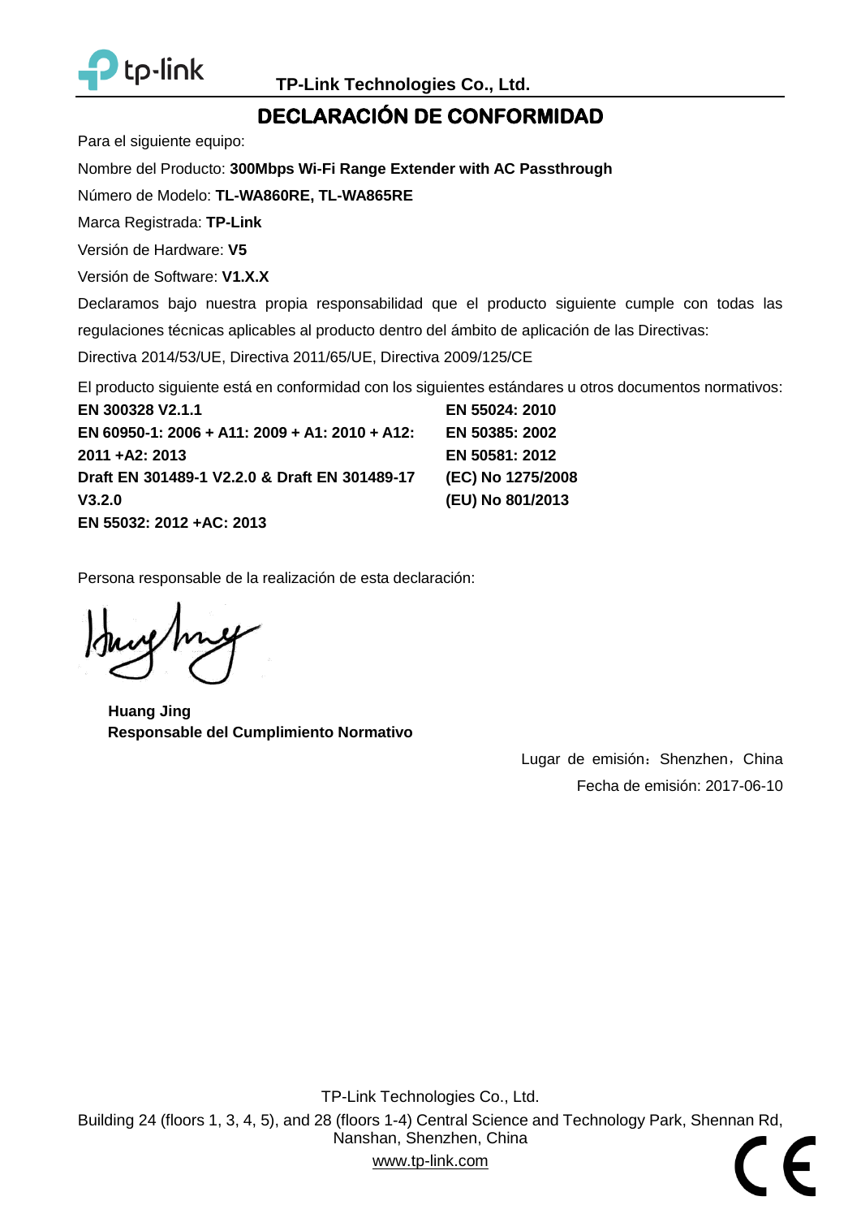**TP-Link Technologies Co., Ltd.**

# DECLARACIÓN DE CONFORMIDAD

Para el siguiente equipo:

Nombre del Producto: **300Mbps Wi-Fi Range Extender with AC Passthrough**

Número de Modelo: **TL-WA860RE, TL-WA865RE**

Marca Registrada: **TP-Link**

Versión de Hardware: **V5**

Versión de Software: **V1.X.X**

Declaramos bajo nuestra propia responsabilidad que el producto siguiente cumple con todas las regulaciones técnicas aplicables al producto dentro del ámbito de aplicación de las Directivas:

Directiva 2014/53/UE, Directiva 2011/65/UE, Directiva 2009/125/CE

El producto siguiente está en conformidad con los siguientes estándares u otros documentos normativos:

**EN 300328 V2.1.1**
**EN 60950-1: 2006 + A11: 2009 + A1: 2010 + A12: 2011 +A2: 2013**
**Draft EN 301489-1 V2.2.0 & Draft EN 301489-17 V3.2.0**
**EN 55032: 2012 +AC: 2013**
**EN 55024: 2010**
**EN 50385: 2002**
**EN 50581: 2012**
**(EC) No 1275/2008**
**(EU) No 801/2013**

Persona responsable de la realización de esta declaración:

**Huang Jing**
**Responsable del Cumplimiento Normativo**

Lugar de emisión：Shenzhen，China

Fecha de emisión: 2017-06-10

TP-Link Technologies Co., Ltd.
Building 24 (floors 1, 3, 4, 5), and 28 (floors 1-4) Central Science and Technology Park, Shennan Rd, Nanshan, Shenzhen, China
www.tp-link.com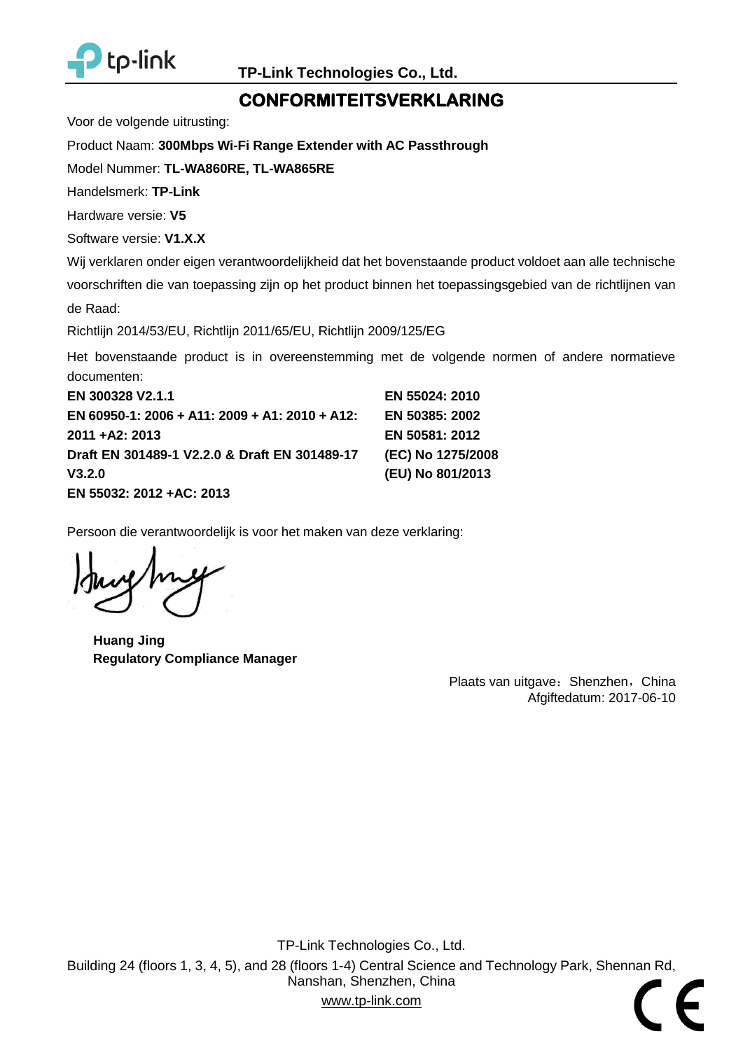TP-Link Technologies Co., Ltd.

# CONFORMITEITSVERKLARING

Voor de volgende uitrusting:

Product Naam: **300Mbps Wi-Fi Range Extender with AC Passthrough**

Model Nummer: **TL-WA860RE, TL-WA865RE**

Handelsmerk: **TP-Link**

Hardware versie: **V5**

Software versie: **V1.X.X**

Wij verklaren onder eigen verantwoordelijkheid dat het bovenstaande product voldoet aan alle technische voorschriften die van toepassing zijn op het product binnen het toepassingsgebied van de richtlijnen van de Raad:

Richtlijn 2014/53/EU, Richtlijn 2011/65/EU, Richtlijn 2009/125/EG

Het bovenstaande product is in overeenstemming met de volgende normen of andere normatieve documenten:

**EN 300328 V2.1.1**
**EN 60950-1: 2006 + A11: 2009 + A1: 2010 + A12: 2011 +A2: 2013**
**Draft EN 301489-1 V2.2.0 & Draft EN 301489-17 V3.2.0**
**EN 55032: 2012 +AC: 2013**
**EN 55024: 2010**
**EN 50385: 2002**
**EN 50581: 2012**
**(EC) No 1275/2008**
**(EU) No 801/2013**

Persoon die verantwoordelijk is voor het maken van deze verklaring:

**Huang Jing**
**Regulatory Compliance Manager**

Plaats van uitgave：Shenzhen，China
Afgiftedatum: 2017-06-10

TP-Link Technologies Co., Ltd.
Building 24 (floors 1, 3, 4, 5), and 28 (floors 1-4) Central Science and Technology Park, Shennan Rd, Nanshan, Shenzhen, China
www.tp-link.com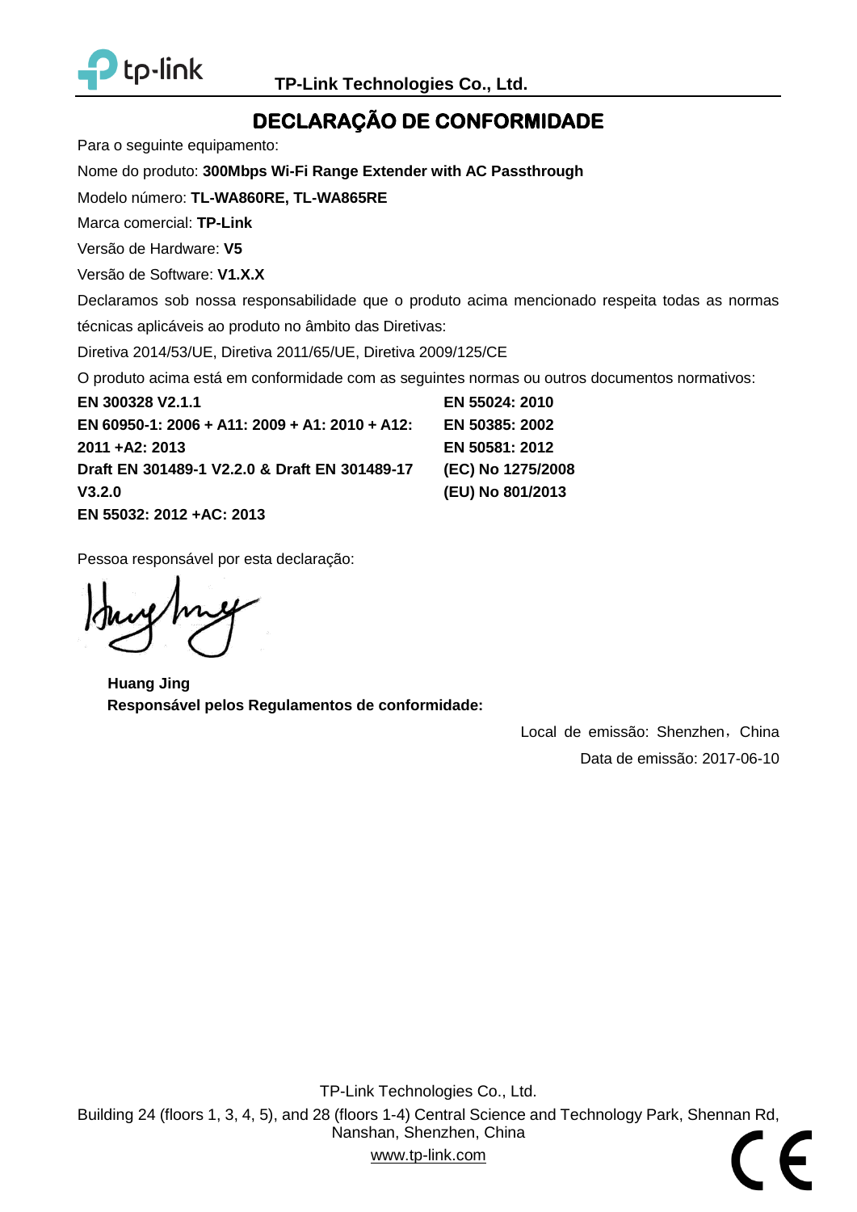TP-Link Technologies Co., Ltd.

# DECLARAÇÃO DE CONFORMIDADE

Para o seguinte equipamento:

Nome do produto: **300Mbps Wi-Fi Range Extender with AC Passthrough**

Modelo número: **TL-WA860RE, TL-WA865RE**

Marca comercial: **TP-Link**

Versão de Hardware: **V5**

Versão de Software: **V1.X.X**

Declaramos sob nossa responsabilidade que o produto acima mencionado respeita todas as normas técnicas aplicáveis ao produto no âmbito das Diretivas:

Diretiva 2014/53/UE, Diretiva 2011/65/UE, Diretiva 2009/125/CE

O produto acima está em conformidade com as seguintes normas ou outros documentos normativos:

**EN 300328 V2.1.1**
**EN 60950-1: 2006 + A11: 2009 + A1: 2010 + A12: 2011 +A2: 2013**
**Draft EN 301489-1 V2.2.0 & Draft EN 301489-17 V3.2.0**
**EN 55032: 2012 +AC: 2013**
**EN 55024: 2010**
**EN 50385: 2002**
**EN 50581: 2012**
**(EC) No 1275/2008**
**(EU) No 801/2013**

Pessoa responsável por esta declaração:

**Huang Jing**
**Responsável pelos Regulamentos de conformidade:**

Local de emissão: Shenzhen，China

Data de emissão: 2017-06-10

TP-Link Technologies Co., Ltd.

Building 24 (floors 1, 3, 4, 5), and 28 (floors 1-4) Central Science and Technology Park, Shennan Rd, Nanshan, Shenzhen, China

www.tp-link.com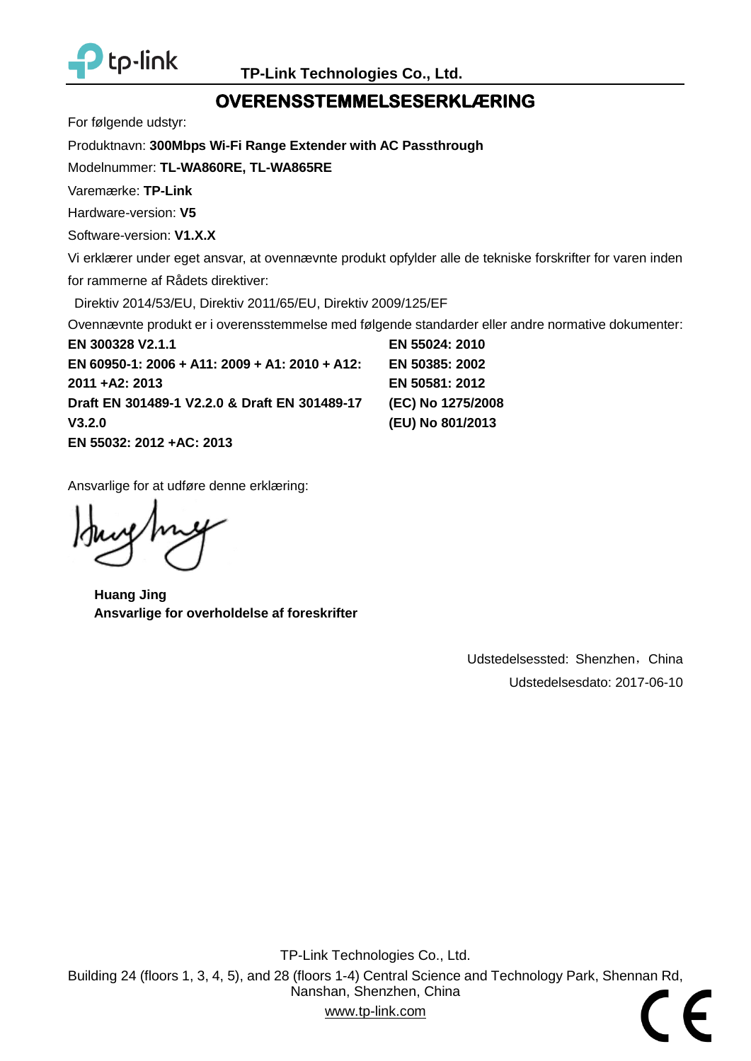**TP-Link Technologies Co., Ltd.**

# OVERENSSTEMMELSESERKLÆRING

For følgende udstyr:

Produktnavn: **300Mbps Wi-Fi Range Extender with AC Passthrough**

Modelnummer: **TL-WA860RE, TL-WA865RE**

Varemærke: **TP-Link**

Hardware-version: **V5**

Software-version: **V1.X.X**

Vi erklærer under eget ansvar, at ovennævnte produkt opfylder alle de tekniske forskrifter for varen inden for rammerne af Rådets direktiver:

Direktiv 2014/53/EU, Direktiv 2011/65/EU, Direktiv 2009/125/EF

Ovennævnte produkt er i overensstemmelse med følgende standarder eller andre normative dokumenter:

**EN 300328 V2.1.1**

**EN 60950-1: 2006 + A11: 2009 + A1: 2010 + A12: 2011 +A2: 2013**

**Draft EN 301489-1 V2.2.0 & Draft EN 301489-17 V3.2.0**

**EN 55032: 2012 +AC: 2013**

**EN 55024: 2010**

**EN 50385: 2002**

**EN 50581: 2012**

**(EC) No 1275/2008**

**(EU) No 801/2013**

Ansvarlige for at udføre denne erklæring:

**Huang Jing**
**Ansvarlige for overholdelse af foreskrifter**

Udstedelsessted: Shenzhen，China

Udstedelsesdato: 2017-06-10

TP-Link Technologies Co., Ltd.

Building 24 (floors 1, 3, 4, 5), and 28 (floors 1-4) Central Science and Technology Park, Shennan Rd, Nanshan, Shenzhen, China

www.tp-link.com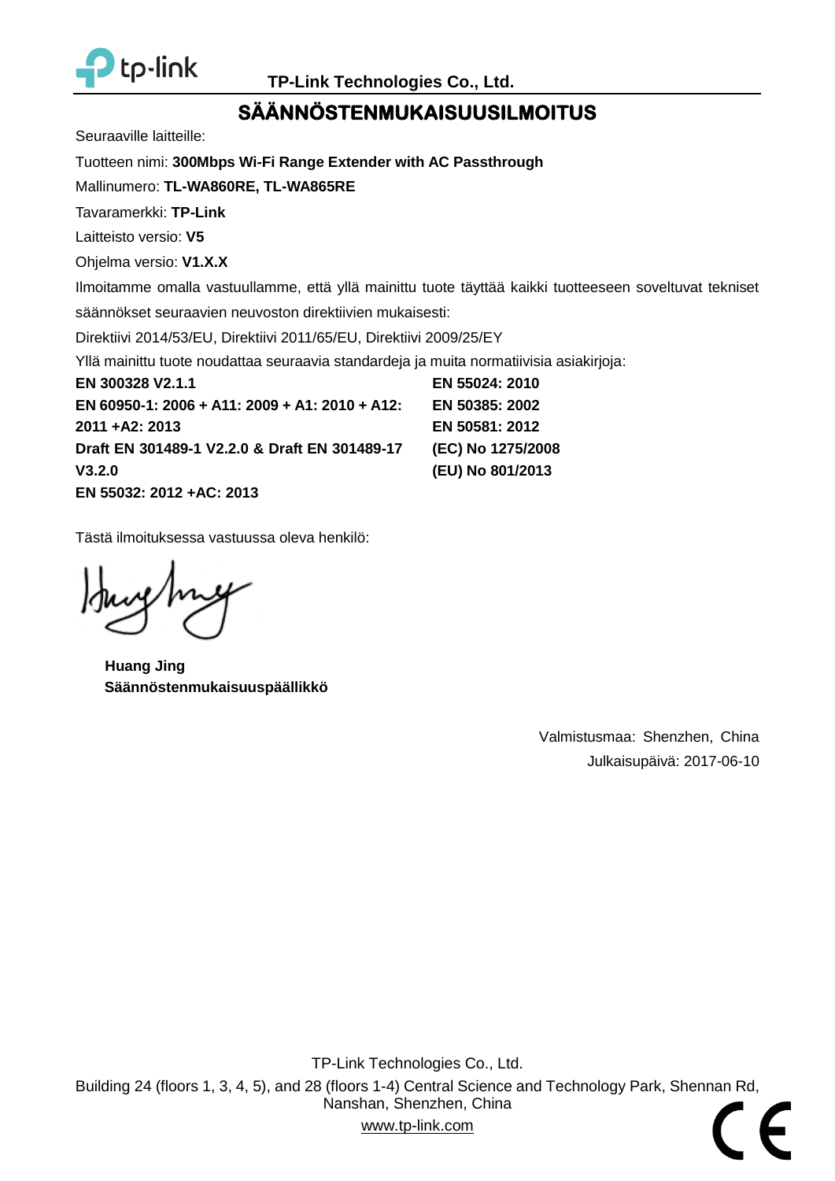**TP-Link Technologies Co., Ltd.**

# SÄÄNNÖSTENMUKAISUUSILMOITUS

Seuraaville laitteille:

Tuotteen nimi: **300Mbps Wi-Fi Range Extender with AC Passthrough**

Mallinumero: **TL-WA860RE, TL-WA865RE**

Tavaramerkki: **TP-Link**

Laitteisto versio: **V5**

Ohjelma versio: **V1.X.X**

Ilmoitamme omalla vastuullamme, että yllä mainittu tuote täyttää kaikki tuotteeseen soveltuvat tekniset säännökset seuraavien neuvoston direktiivien mukaisesti:

Direktiivi 2014/53/EU, Direktiivi 2011/65/EU, Direktiivi 2009/25/EY

Yllä mainittu tuote noudattaa seuraavia standardeja ja muita normatiivisia asiakirjoja:

**EN 300328 V2.1.1**
**EN 60950-1: 2006 + A11: 2009 + A1: 2010 + A12: 2011 +A2: 2013**
**Draft EN 301489-1 V2.2.0 & Draft EN 301489-17 V3.2.0**
**EN 55032: 2012 +AC: 2013**
**EN 55024: 2010**
**EN 50385: 2002**
**EN 50581: 2012**
**(EC) No 1275/2008**
**(EU) No 801/2013**

Tästä ilmoituksessa vastuussa oleva henkilö:

**Huang Jing**
**Säännöstenmukaisuuspäällikkö**

Valmistusmaa: Shenzhen, China
Julkaisupäivä: 2017-06-10

TP-Link Technologies Co., Ltd.
Building 24 (floors 1, 3, 4, 5), and 28 (floors 1-4) Central Science and Technology Park, Shennan Rd, Nanshan, Shenzhen, China
www.tp-link.com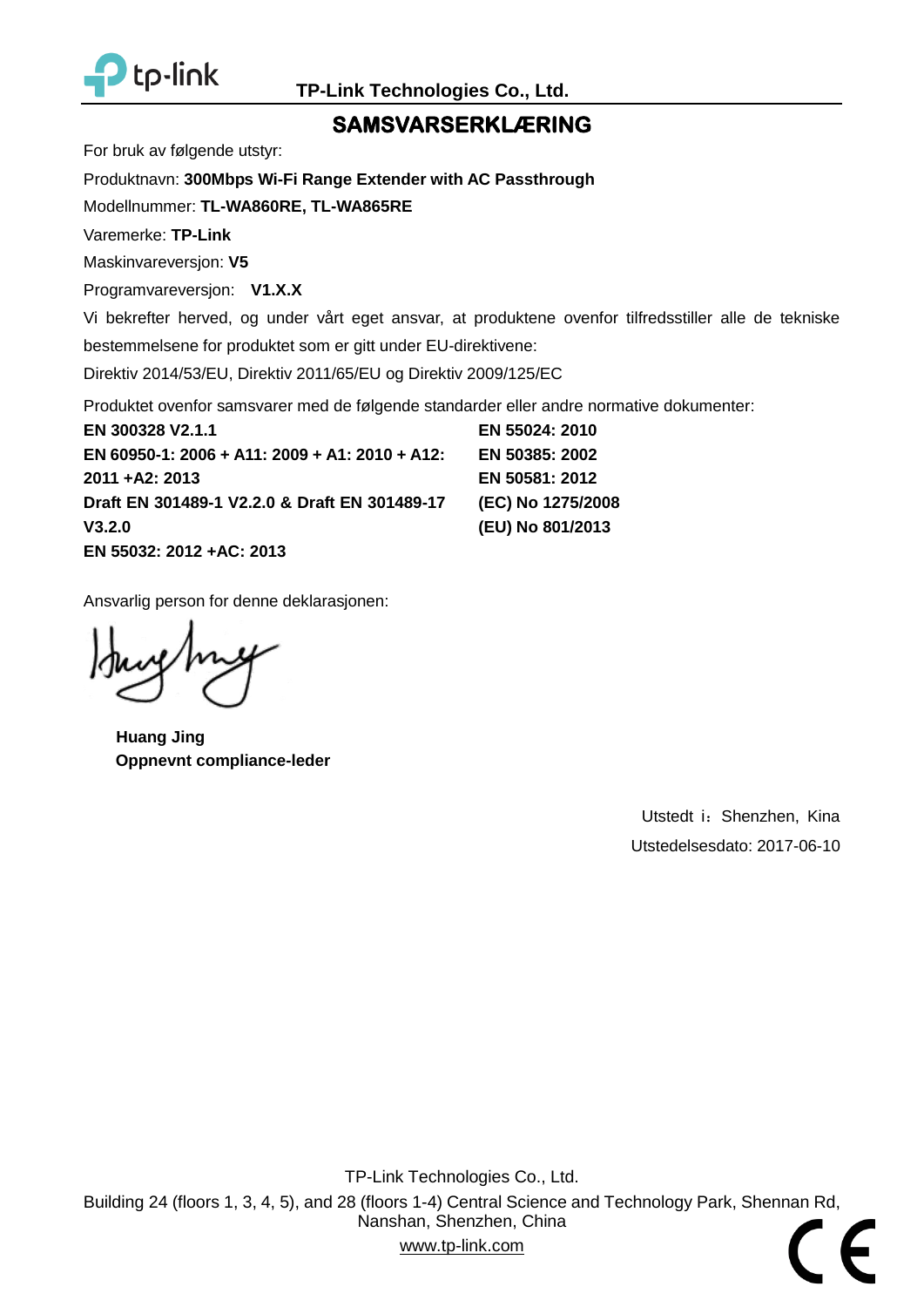TP-Link Technologies Co., Ltd.

# SAMSVARSERKLÆRING

For bruk av følgende utstyr:

Produktnavn: **300Mbps Wi-Fi Range Extender with AC Passthrough**

Modellnummer: **TL-WA860RE, TL-WA865RE**

Varemerke: **TP-Link**

Maskinvareversjon: **V5**

Programvareversjon: **V1.X.X**

Vi bekrefter herved, og under vårt eget ansvar, at produktene ovenfor tilfredsstiller alle de tekniske bestemmelsene for produktet som er gitt under EU-direktivene:

Direktiv 2014/53/EU, Direktiv 2011/65/EU og Direktiv 2009/125/EC

Produktet ovenfor samsvarer med de følgende standarder eller andre normative dokumenter:

**EN 300328 V2.1.1**
**EN 60950-1: 2006 + A11: 2009 + A1: 2010 + A12: 2011 +A2: 2013**
**Draft EN 301489-1 V2.2.0 & Draft EN 301489-17 V3.2.0**
**EN 55032: 2012 +AC: 2013**
**EN 55024: 2010**
**EN 50385: 2002**
**EN 50581: 2012**
**(EC) No 1275/2008**
**(EU) No 801/2013**

Ansvarlig person for denne deklarasjonen:

**Huang Jing**
**Oppnevnt compliance-leder**

Utstedt i：Shenzhen, Kina

Utstedelsesdato: 2017-06-10

TP-Link Technologies Co., Ltd.
Building 24 (floors 1, 3, 4, 5), and 28 (floors 1-4) Central Science and Technology Park, Shennan Rd, Nanshan, Shenzhen, China
www.tp-link.com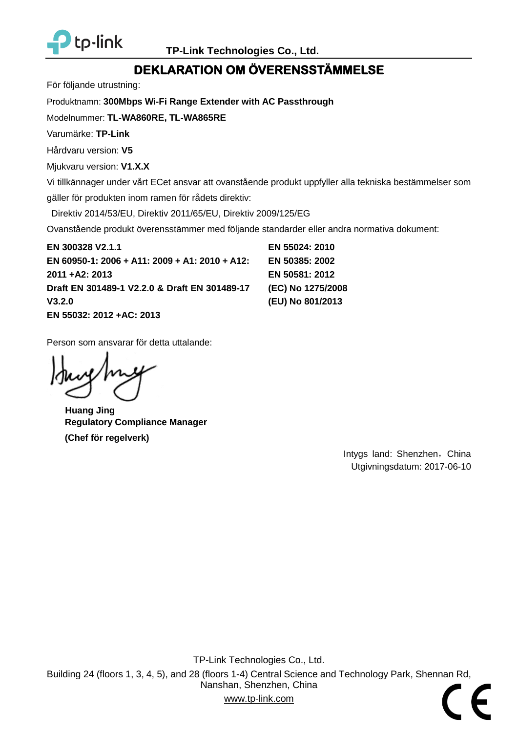TP-Link Technologies Co., Ltd.

# DEKLARATION OM ÖVERENSSTÄMMELSE

För följande utrustning:

Produktnamn: **300Mbps Wi-Fi Range Extender with AC Passthrough**

Modelnummer: **TL-WA860RE, TL-WA865RE**

Varumärke: **TP-Link**

Hårdvaru version: **V5**

Mjukvaru version: **V1.X.X**

Vi tillkännager under vårt ECet ansvar att ovanstående produkt uppfyller alla tekniska bestämmelser som gäller för produkten inom ramen för rådets direktiv:

Direktiv 2014/53/EU, Direktiv 2011/65/EU, Direktiv 2009/125/EG

Ovanstående produkt överensstämmer med följande standarder eller andra normativa dokument:

**EN 300328 V2.1.1**
**EN 60950-1: 2006 + A11: 2009 + A1: 2010 + A12: 2011 +A2: 2013**
**Draft EN 301489-1 V2.2.0 & Draft EN 301489-17 V3.2.0**
**EN 55032: 2012 +AC: 2013**
**EN 55024: 2010**
**EN 50385: 2002**
**EN 50581: 2012**
**(EC) No 1275/2008**
**(EU) No 801/2013**

Person som ansvarar för detta uttalande:

**Huang Jing**
**Regulatory Compliance Manager**
**(Chef för regelverk)**

Intygs land: Shenzhen，China
Utgivningsdatum: 2017-06-10

TP-Link Technologies Co., Ltd.
Building 24 (floors 1, 3, 4, 5), and 28 (floors 1-4) Central Science and Technology Park, Shennan Rd, Nanshan, Shenzhen, China
www.tp-link.com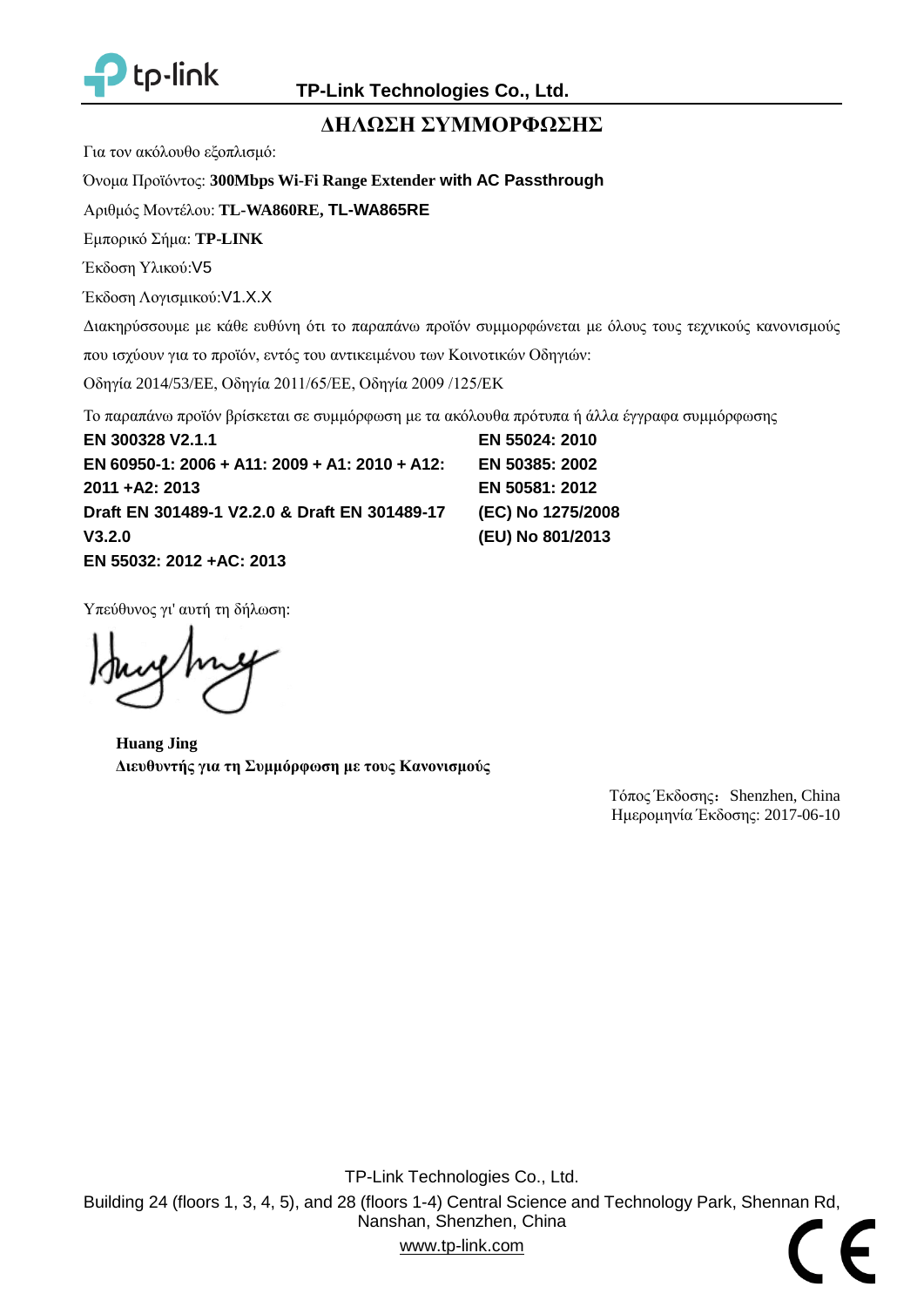**TP-Link Technologies Co., Ltd.**

# ΔΗΛΩΣΗ ΣΥΜΜΟΡΦΩΣΗΣ

Για τον ακόλουθο εξοπλισμό:

Όνομα Προϊόντος: **300Mbps Wi-Fi Range Extender with AC Passthrough**

Αριθμός Μοντέλου: **TL-WA860RE, TL-WA865RE**

Εμπορικό Σήμα: **TP-LINK**

Έκδοση Υλικού:V5

Έκδοση Λογισμικού:V1.X.X

Διακηρύσσουμε με κάθε ευθύνη ότι το παραπάνω προϊόν συμμορφώνεται με όλους τους τεχνικούς κανονισμούς που ισχύουν για το προϊόν, εντός του αντικειμένου των Κοινοτικών Οδηγιών:

Οδηγία 2014/53/ΕΕ, Οδηγία 2011/65/ΕΕ, Οδηγία 2009 /125/ΕΚ

Το παραπάνω προϊόν βρίσκεται σε συμμόρφωση με τα ακόλουθα πρότυπα ή άλλα έγγραφα συμμόρφωσης

**EN 300328 V2.1.1**
**EN 60950-1: 2006 + A11: 2009 + A1: 2010 + A12: 2011 +A2: 2013**
**Draft EN 301489-1 V2.2.0 & Draft EN 301489-17 V3.2.0**
**EN 55032: 2012 +AC: 2013**
**EN 55024: 2010**
**EN 50385: 2002**
**EN 50581: 2012**
**(EC) No 1275/2008**
**(EU) No 801/2013**

Υπεύθυνος γι' αυτή τη δήλωση:

**Huang Jing**
**Διευθυντής για τη Συμμόρφωση με τους Κανονισμούς**

Τόπος Έκδοσης: Shenzhen, China
Ημερομηνία Έκδοσης: 2017-06-10

TP-Link Technologies Co., Ltd.
Building 24 (floors 1, 3, 4, 5), and 28 (floors 1-4) Central Science and Technology Park, Shennan Rd, Nanshan, Shenzhen, China
www.tp-link.com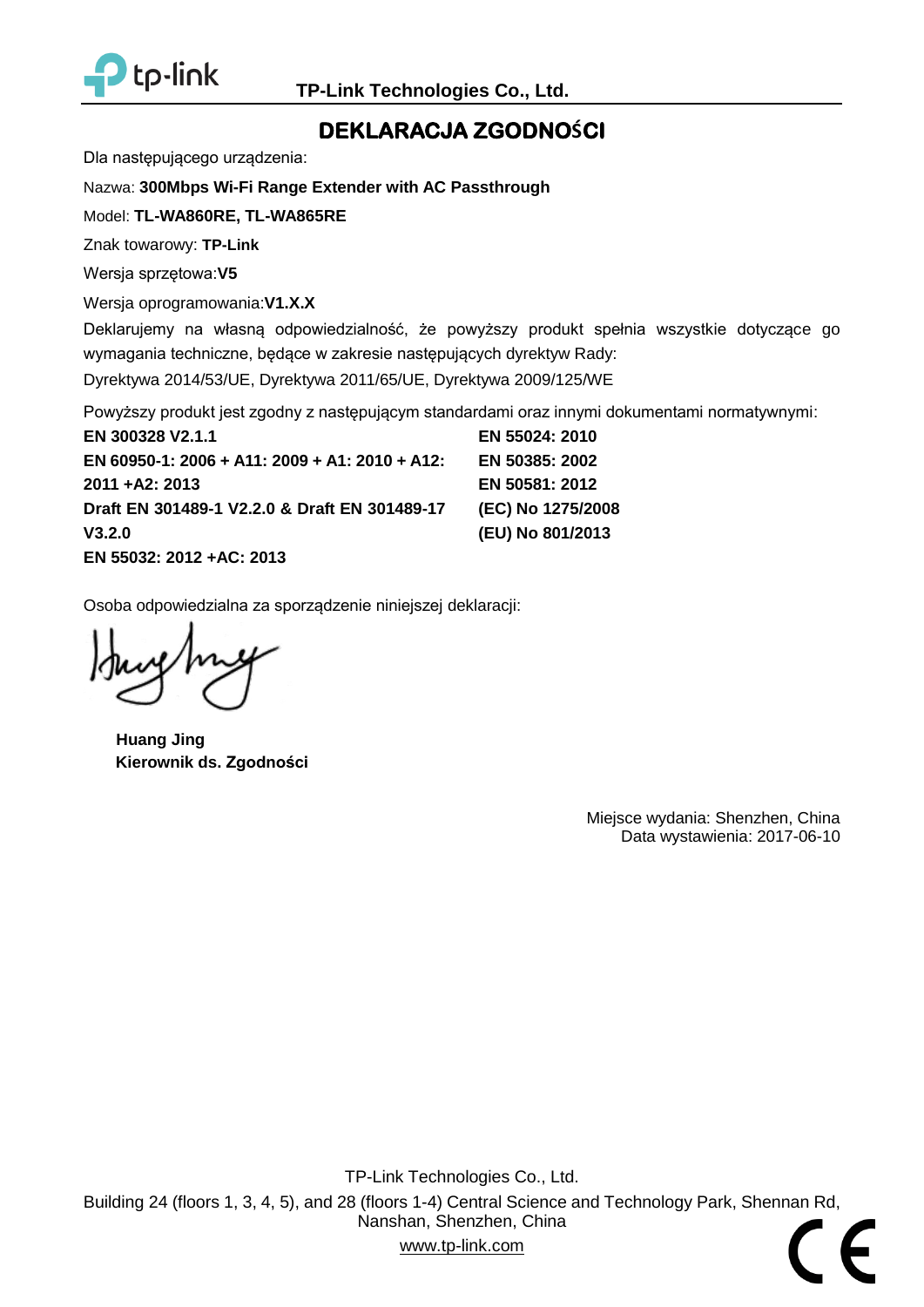TP-Link Technologies Co., Ltd.

# DEKLARACJA ZGODNOŚCI

Dla następującego urządzenia:

Nazwa: **300Mbps Wi-Fi Range Extender with AC Passthrough**

Model: **TL-WA860RE, TL-WA865RE**

Znak towarowy: **TP-Link**

Wersja sprzętowa:**V5**

Wersja oprogramowania:**V1.X.X**

Deklarujemy na własną odpowiedzialność, że powyższy produkt spełnia wszystkie dotyczące go wymagania techniczne, będące w zakresie następujących dyrektyw Rady:

Dyrektywa 2014/53/UE, Dyrektywa 2011/65/UE, Dyrektywa 2009/125/WE

Powyższy produkt jest zgodny z następującym standardami oraz innymi dokumentami normatywnymi:

**EN 300328 V2.1.1**
**EN 60950-1: 2006 + A11: 2009 + A1: 2010 + A12: 2011 +A2: 2013**
**Draft EN 301489-1 V2.2.0 & Draft EN 301489-17 V3.2.0**
**EN 55032: 2012 +AC: 2013**
**EN 55024: 2010**
**EN 50385: 2002**
**EN 50581: 2012**
**(EC) No 1275/2008**
**(EU) No 801/2013**

Osoba odpowiedzialna za sporządzenie niniejszej deklaracji:

**Huang Jing**
**Kierownik ds. Zgodności**

Miejsce wydania: Shenzhen, China
Data wystawienia: 2017-06-10

TP-Link Technologies Co., Ltd.
Building 24 (floors 1, 3, 4, 5), and 28 (floors 1-4) Central Science and Technology Park, Shennan Rd, Nanshan, Shenzhen, China
www.tp-link.com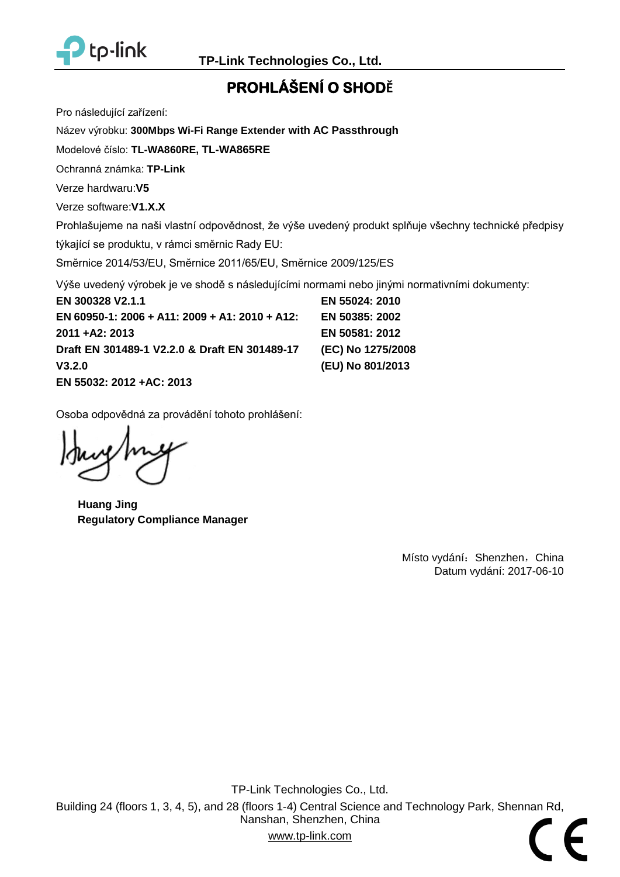**TP-Link Technologies Co., Ltd.**

# PROHLÁŠENÍ O SHODĚ

Pro následující zařízení:

Název výrobku: **300Mbps Wi-Fi Range Extender with AC Passthrough**

Modelové číslo: **TL-WA860RE, TL-WA865RE**

Ochranná známka: **TP-Link**

Verze hardwaru:**V5**

Verze software:**V1.X.X**

Prohlašujeme na naši vlastní odpovědnost, že výše uvedený produkt splňuje všechny technické předpisy týkající se produktu, v rámci směrnic Rady EU:

Směrnice 2014/53/EU, Směrnice 2011/65/EU, Směrnice 2009/125/ES

Výše uvedený výrobek je ve shodě s následujícími normami nebo jinými normativními dokumenty:

**EN 300328 V2.1.1**
**EN 60950-1: 2006 + A11: 2009 + A1: 2010 + A12: 2011 +A2: 2013**
**Draft EN 301489-1 V2.2.0 & Draft EN 301489-17 V3.2.0**
**EN 55032: 2012 +AC: 2013**
**EN 55024: 2010**
**EN 50385: 2002**
**EN 50581: 2012**
**(EC) No 1275/2008**
**(EU) No 801/2013**

Osoba odpovědná za provádění tohoto prohlášení:

**Huang Jing**
**Regulatory Compliance Manager**

Místo vydání：Shenzhen，China
Datum vydání: 2017-06-10

TP-Link Technologies Co., Ltd.
Building 24 (floors 1, 3, 4, 5), and 28 (floors 1-4) Central Science and Technology Park, Shennan Rd, Nanshan, Shenzhen, China
www.tp-link.com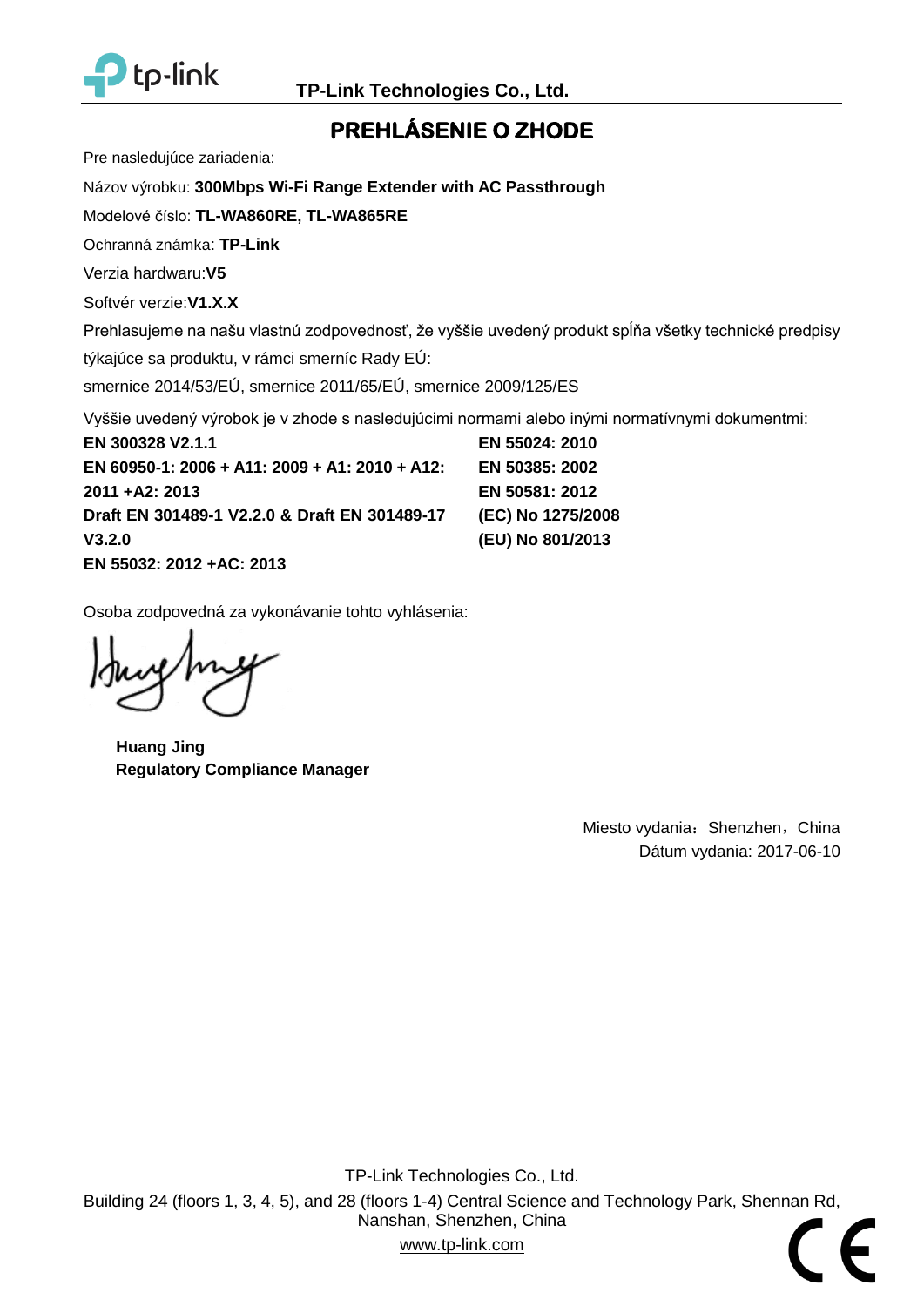TP-Link Technologies Co., Ltd.

# PREHLÁSENIE O ZHODE

Pre nasledujúce zariadenia:

Názov výrobku: **300Mbps Wi-Fi Range Extender with AC Passthrough**

Modelové číslo: **TL-WA860RE, TL-WA865RE**

Ochranná známka: **TP-Link**

Verzia hardwaru:**V5**

Softvér verzie:**V1.X.X**

Prehlasujeme na našu vlastnú zodpovednosť, že vyššie uvedený produkt spĺňa všetky technické predpisy týkajúce sa produktu, v rámci smerníc Rady EÚ:

smernice 2014/53/EÚ, smernice 2011/65/EÚ, smernice 2009/125/ES

Vyššie uvedený výrobok je v zhode s nasledujúcimi normami alebo inými normatívnymi dokumentmi:

**EN 300328 V2.1.1**
**EN 60950-1: 2006 + A11: 2009 + A1: 2010 + A12: 2011 +A2: 2013**
**Draft EN 301489-1 V2.2.0 & Draft EN 301489-17 V3.2.0**
**EN 55032: 2012 +AC: 2013**
**EN 55024: 2010**
**EN 50385: 2002**
**EN 50581: 2012**
**(EC) No 1275/2008**
**(EU) No 801/2013**

Osoba zodpovedná za vykonávanie tohto vyhlásenia:

**Huang Jing**
**Regulatory Compliance Manager**

Miesto vydania：Shenzhen，China
Dátum vydania: 2017-06-10

TP-Link Technologies Co., Ltd.
Building 24 (floors 1, 3, 4, 5), and 28 (floors 1-4) Central Science and Technology Park, Shennan Rd, Nanshan, Shenzhen, China
www.tp-link.com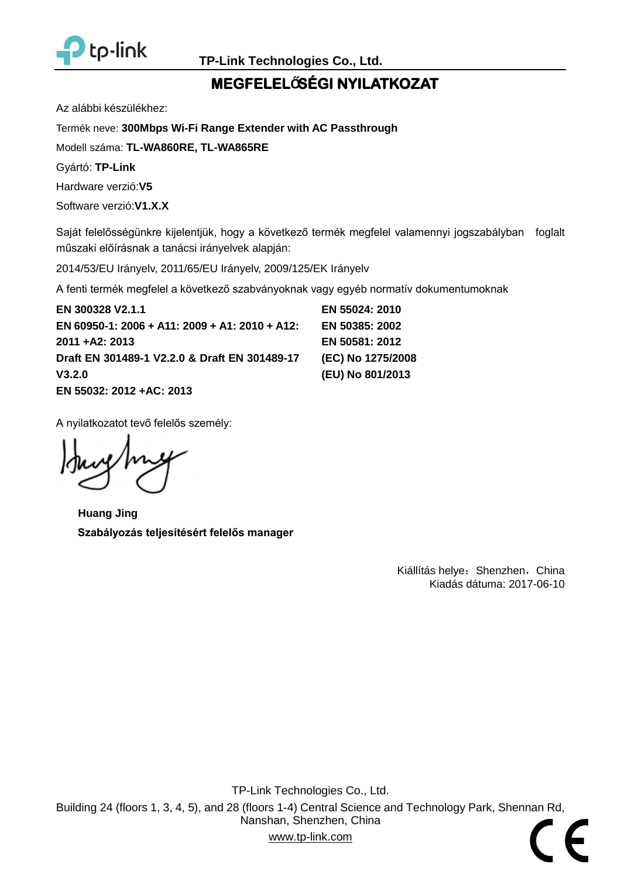TP-Link Technologies Co., Ltd.

# MEGFELELŐSÉGI NYILATKOZAT

Az alábbi készülékhez:

Termék neve: **300Mbps Wi-Fi Range Extender with AC Passthrough**

Modell száma: **TL-WA860RE, TL-WA865RE**

Gyártó: **TP-Link**

Hardware verzió:**V5**

Software verzió:**V1.X.X**

Saját felelősségünkre kijelentjük, hogy a következő termék megfelel valamennyi jogszabályban foglalt műszaki előírásnak a tanácsi irányelvek alapján:

2014/53/EU Irányelv, 2011/65/EU Irányelv, 2009/125/EK Irányelv

A fenti termék megfelel a következő szabványoknak vagy egyéb normatív dokumentumoknak

**EN 300328 V2.1.1**
**EN 60950-1: 2006 + A11: 2009 + A1: 2010 + A12: 2011 +A2: 2013**
**Draft EN 301489-1 V2.2.0 & Draft EN 301489-17 V3.2.0**
**EN 55032: 2012 +AC: 2013**
**EN 55024: 2010**
**EN 50385: 2002**
**EN 50581: 2012**
**(EC) No 1275/2008**
**(EU) No 801/2013**

A nyilatkozatot tevő felelős személy:

**Huang Jing**
**Szabályozás teljesítésért felelős manager**

Kiállítás helye：Shenzhen，China
Kiadás dátuma: 2017-06-10

TP-Link Technologies Co., Ltd.
Building 24 (floors 1, 3, 4, 5), and 28 (floors 1-4) Central Science and Technology Park, Shennan Rd, Nanshan, Shenzhen, China
www.tp-link.com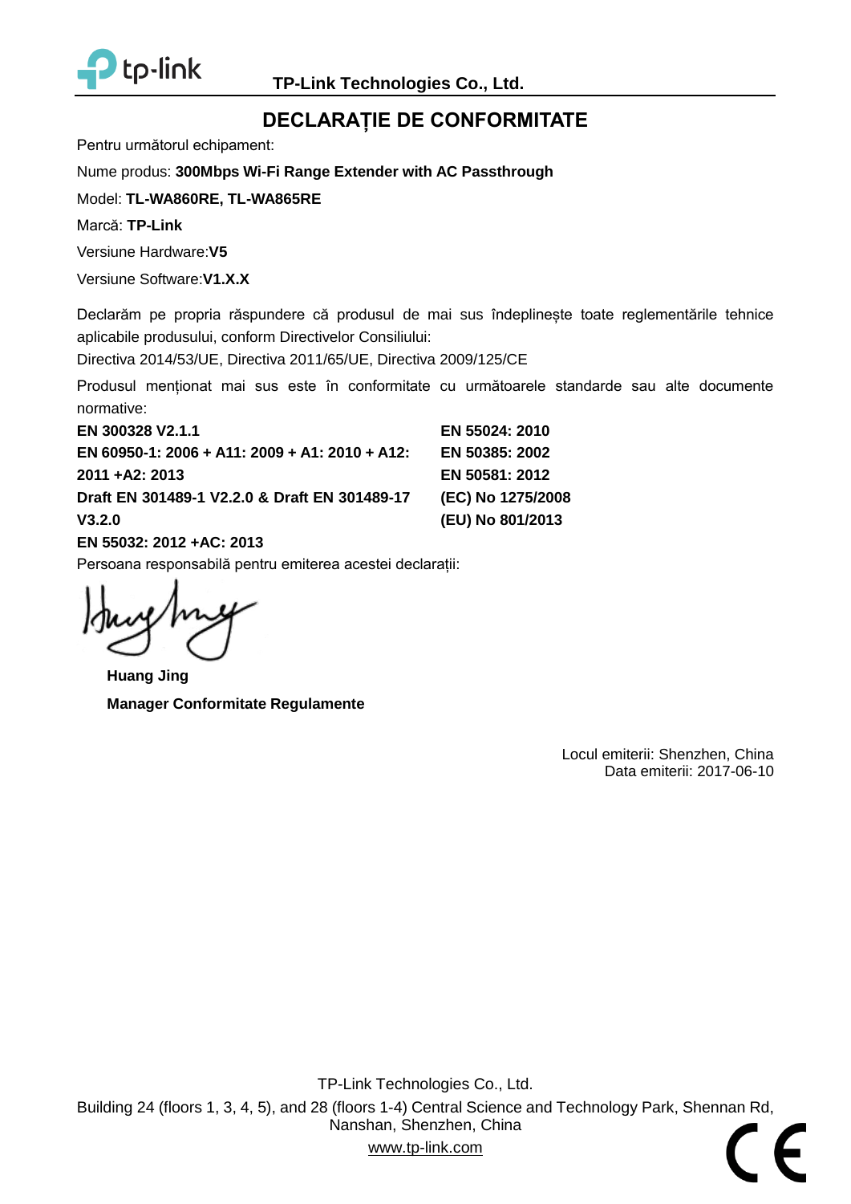TP-Link Technologies Co., Ltd.

# DECLARAȚIE DE CONFORMITATE

Pentru următorul echipament:

Nume produs: **300Mbps Wi-Fi Range Extender with AC Passthrough**

Model: **TL-WA860RE, TL-WA865RE**

Marcă: **TP-Link**

Versiune Hardware:**V5**

Versiune Software:**V1.X.X**

Declarăm pe propria răspundere că produsul de mai sus îndeplinește toate reglementările tehnice aplicabile produsului, conform Directivelor Consiliului:

Directiva 2014/53/UE, Directiva 2011/65/UE, Directiva 2009/125/CE

Produsul menționat mai sus este în conformitate cu următoarele standarde sau alte documente normative:

**EN 300328 V2.1.1**

**EN 60950-1: 2006 + A11: 2009 + A1: 2010 + A12: 2011 +A2: 2013**

**Draft EN 301489-1 V2.2.0 & Draft EN 301489-17 V3.2.0**

**EN 55032: 2012 +AC: 2013**

**EN 55024: 2010**

**EN 50385: 2002**

**EN 50581: 2012**

**(EC) No 1275/2008**

**(EU) No 801/2013**

Persoana responsabilă pentru emiterea acestei declarații:

**Huang Jing**

**Manager Conformitate Regulamente**

Locul emiterii: Shenzhen, China

Data emiterii: 2017-06-10

TP-Link Technologies Co., Ltd.

Building 24 (floors 1, 3, 4, 5), and 28 (floors 1-4) Central Science and Technology Park, Shennan Rd, Nanshan, Shenzhen, China

www.tp-link.com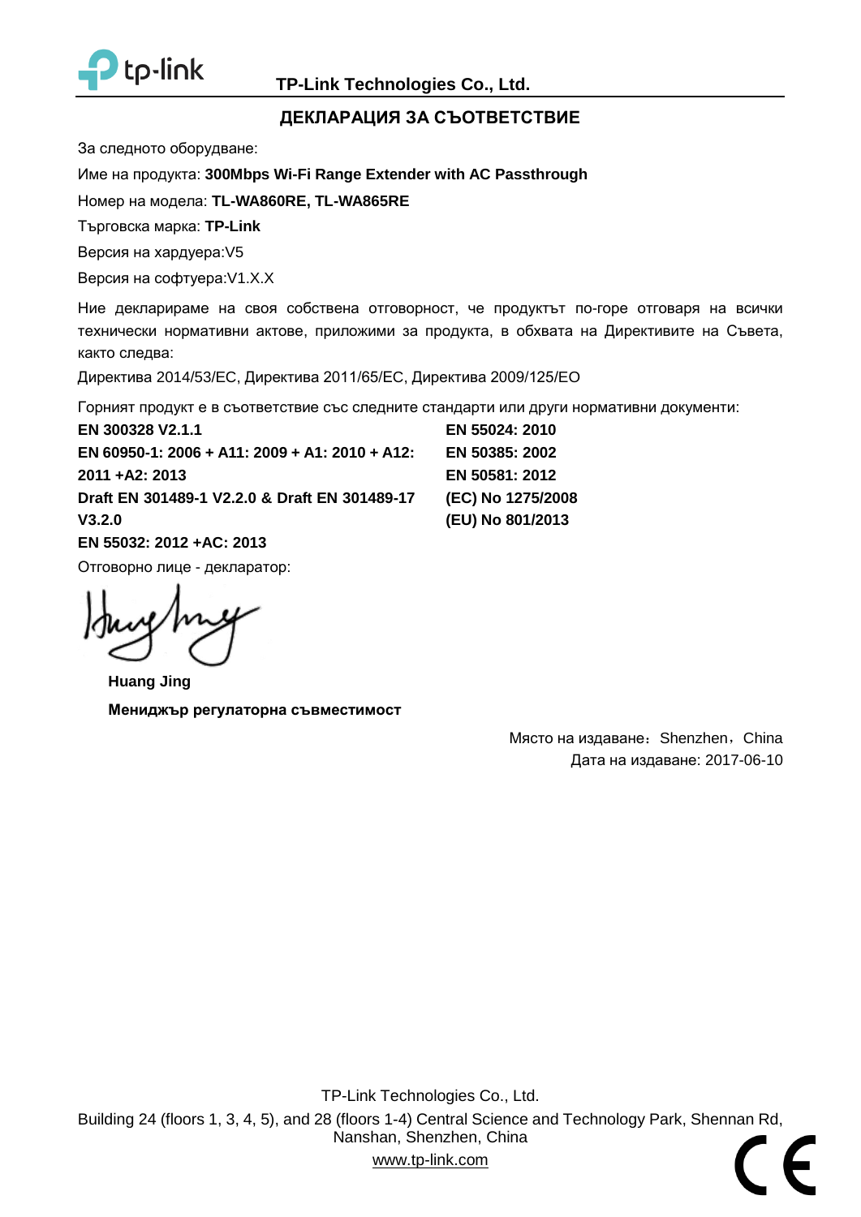**TP-Link Technologies Co., Ltd.**

## ДЕКЛАРАЦИЯ ЗА СЪОТВЕТСТВИЕ

За следното оборудване:

Име на продукта: **300Mbps Wi-Fi Range Extender with AC Passthrough**

Номер на модела: **TL-WA860RE, TL-WA865RE**

Търговска марка: **TP-Link**

Версия на хардуера:V5

Версия на софтуера:V1.X.X

Ние декларираме на своя собствена отговорност, че продуктът по-горе отговаря на всички технически нормативни актове, приложими за продукта, в обхвата на Директивите на Съвета, както следва:

Директива 2014/53/EC, Директива 2011/65/EC, Директива 2009/125/EO

Горният продукт е в съответствие със следните стандарти или други нормативни документи:

**EN 300328 V2.1.1**

**EN 60950-1: 2006 + A11: 2009 + A1: 2010 + A12: 2011 +A2: 2013**

**Draft EN 301489-1 V2.2.0 & Draft EN 301489-17 V3.2.0**

**EN 55032: 2012 +AC: 2013**

**EN 55024: 2010**

**EN 50385: 2002**

**EN 50581: 2012**

**(EC) No 1275/2008**

**(EU) No 801/2013**

Отговорно лице - декларатор:

**Huang Jing**

**Мениджър регулаторна съвместимост**

Място на издаване：Shenzhen，China

Дата на издаване: 2017-06-10

TP-Link Technologies Co., Ltd.

Building 24 (floors 1, 3, 4, 5), and 28 (floors 1-4) Central Science and Technology Park, Shennan Rd, Nanshan, Shenzhen, China

www.tp-link.com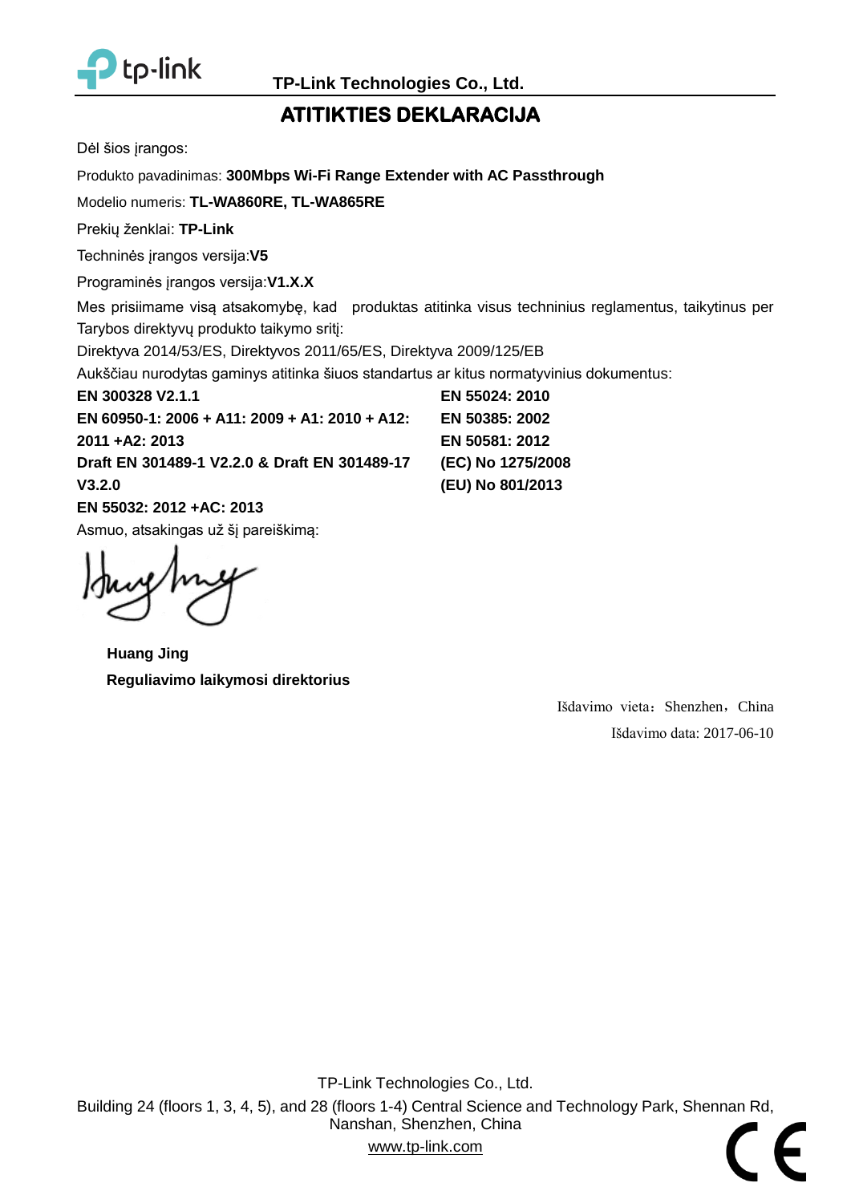TP-Link Technologies Co., Ltd.

# ATITIKTIES DEKLARACIJA

Dėl šios įrangos:

Produkto pavadinimas: **300Mbps Wi-Fi Range Extender with AC Passthrough**

Modelio numeris: **TL-WA860RE, TL-WA865RE**

Prekių ženklai: **TP-Link**

Techninės įrangos versija:**V5**

Programinės įrangos versija:**V1.X.X**

Mes prisiimame visą atsakomybę, kad produktas atitinka visus techninius reglamentus, taikytinus per Tarybos direktyvų produkto taikymo sritį:

Direktyva 2014/53/ES, Direktyvos 2011/65/ES, Direktyva 2009/125/EB

Aukščiau nurodytas gaminys atitinka šiuos standartus ar kitus normatyvinius dokumentus:

**EN 300328 V2.1.1**

**EN 60950-1: 2006 + A11: 2009 + A1: 2010 + A12: 2011 +A2: 2013**

**Draft EN 301489-1 V2.2.0 & Draft EN 301489-17 V3.2.0**

**EN 55032: 2012 +AC: 2013**

**EN 55024: 2010**

**EN 50385: 2002**

**EN 50581: 2012**

**(EC) No 1275/2008**

**(EU) No 801/2013**

Asmuo, atsakingas už šį pareiškimą:

**Huang Jing**
**Reguliavimo laikymosi direktorius**

Išdavimo vieta：Shenzhen，China

Išdavimo data: 2017-06-10

TP-Link Technologies Co., Ltd.

Building 24 (floors 1, 3, 4, 5), and 28 (floors 1-4) Central Science and Technology Park, Shennan Rd, Nanshan, Shenzhen, China

www.tp-link.com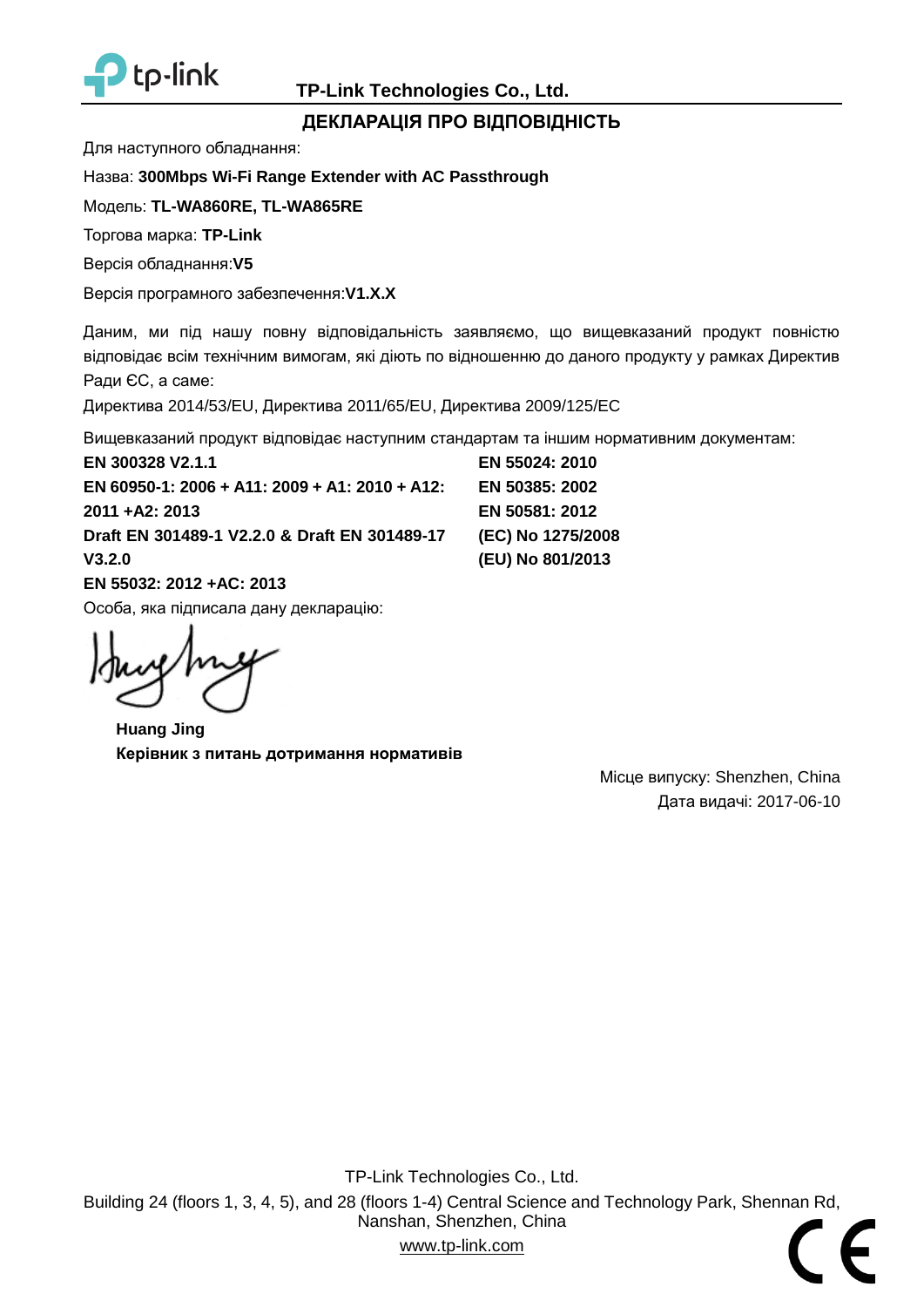**TP-Link Technologies Co., Ltd.**

## ДЕКЛАРАЦІЯ ПРО ВІДПОВІДНІСТЬ

Для наступного обладнання:

Назва: **300Mbps Wi-Fi Range Extender with AC Passthrough**

Модель: **TL-WA860RE, TL-WA865RE**

Торгова марка: **TP-Link**

Версія обладнання:**V5**

Версія програмного забезпечення:**V1.X.X**

Даним, ми під нашу повну відповідальність заявляємо, що вищевказаний продукт повністю відповідає всім технічним вимогам, які діють по відношенню до даного продукту у рамках Директив Ради ЄС, а саме:

Директива 2014/53/EU, Директива 2011/65/EU, Директива 2009/125/EC

Вищевказаний продукт відповідає наступним стандартам та іншим нормативним документам:

**EN 300328 V2.1.1**
**EN 60950-1: 2006 + A11: 2009 + A1: 2010 + A12: 2011 +A2: 2013**
**Draft EN 301489-1 V2.2.0 & Draft EN 301489-17 V3.2.0**
**EN 55032: 2012 +AC: 2013**
**EN 55024: 2010**
**EN 50385: 2002**
**EN 50581: 2012**
**(EC) No 1275/2008**
**(EU) No 801/2013**

Особа, яка підписала дану декларацію:

**Huang Jing**
**Керівник з питань дотримання нормативів**

Місце випуску: Shenzhen, China
Дата видачі: 2017-06-10

TP-Link Technologies Co., Ltd.
Building 24 (floors 1, 3, 4, 5), and 28 (floors 1-4) Central Science and Technology Park, Shennan Rd, Nanshan, Shenzhen, China
www.tp-link.com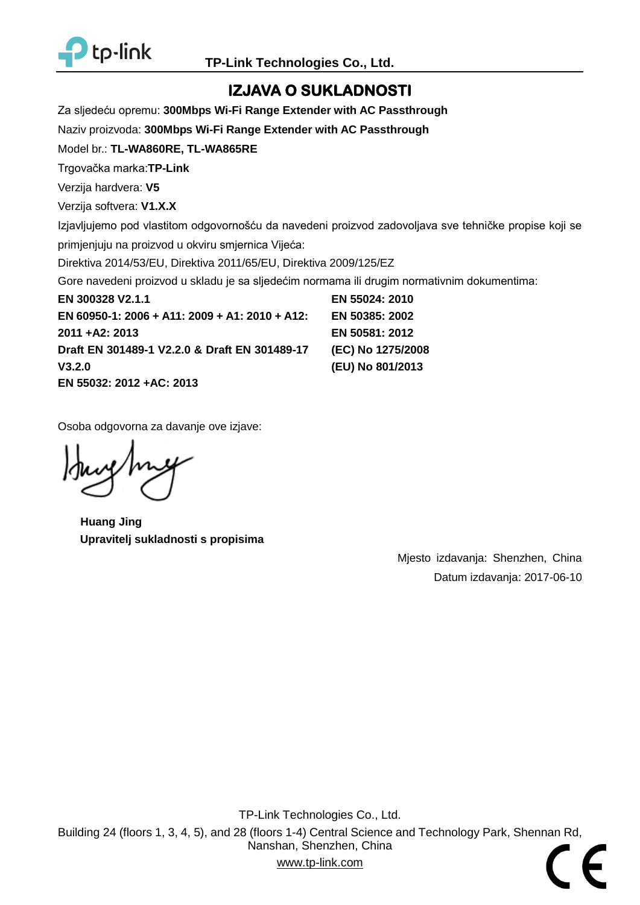TP-Link Technologies Co., Ltd.

# IZJAVA O SUKLADNOSTI

Za sljedeću opremu: **300Mbps Wi-Fi Range Extender with AC Passthrough**

Naziv proizvoda: **300Mbps Wi-Fi Range Extender with AC Passthrough**

Model br.: **TL-WA860RE, TL-WA865RE**

Trgovačka marka:**TP-Link**

Verzija hardvera: **V5**

Verzija softvera: **V1.X.X**

Izjavljujemo pod vlastitom odgovornošću da navedeni proizvod zadovoljava sve tehničke propise koji se primjenjuju na proizvod u okviru smjernica Vijeća:

Direktiva 2014/53/EU, Direktiva 2011/65/EU, Direktiva 2009/125/EZ

Gore navedeni proizvod u skladu je sa sljedećim normama ili drugim normativnim dokumentima:

**EN 300328 V2.1.1**
**EN 60950-1: 2006 + A11: 2009 + A1: 2010 + A12: 2011 +A2: 2013**
**Draft EN 301489-1 V2.2.0 & Draft EN 301489-17 V3.2.0**
**EN 55032: 2012 +AC: 2013**
**EN 55024: 2010**
**EN 50385: 2002**
**EN 50581: 2012**
**(EC) No 1275/2008**
**(EU) No 801/2013**

Osoba odgovorna za davanje ove izjave:

**Huang Jing**
**Upravitelj sukladnosti s propisima**

Mjesto izdavanja: Shenzhen, China

Datum izdavanja: 2017-06-10

TP-Link Technologies Co., Ltd.

Building 24 (floors 1, 3, 4, 5), and 28 (floors 1-4) Central Science and Technology Park, Shennan Rd, Nanshan, Shenzhen, China

www.tp-link.com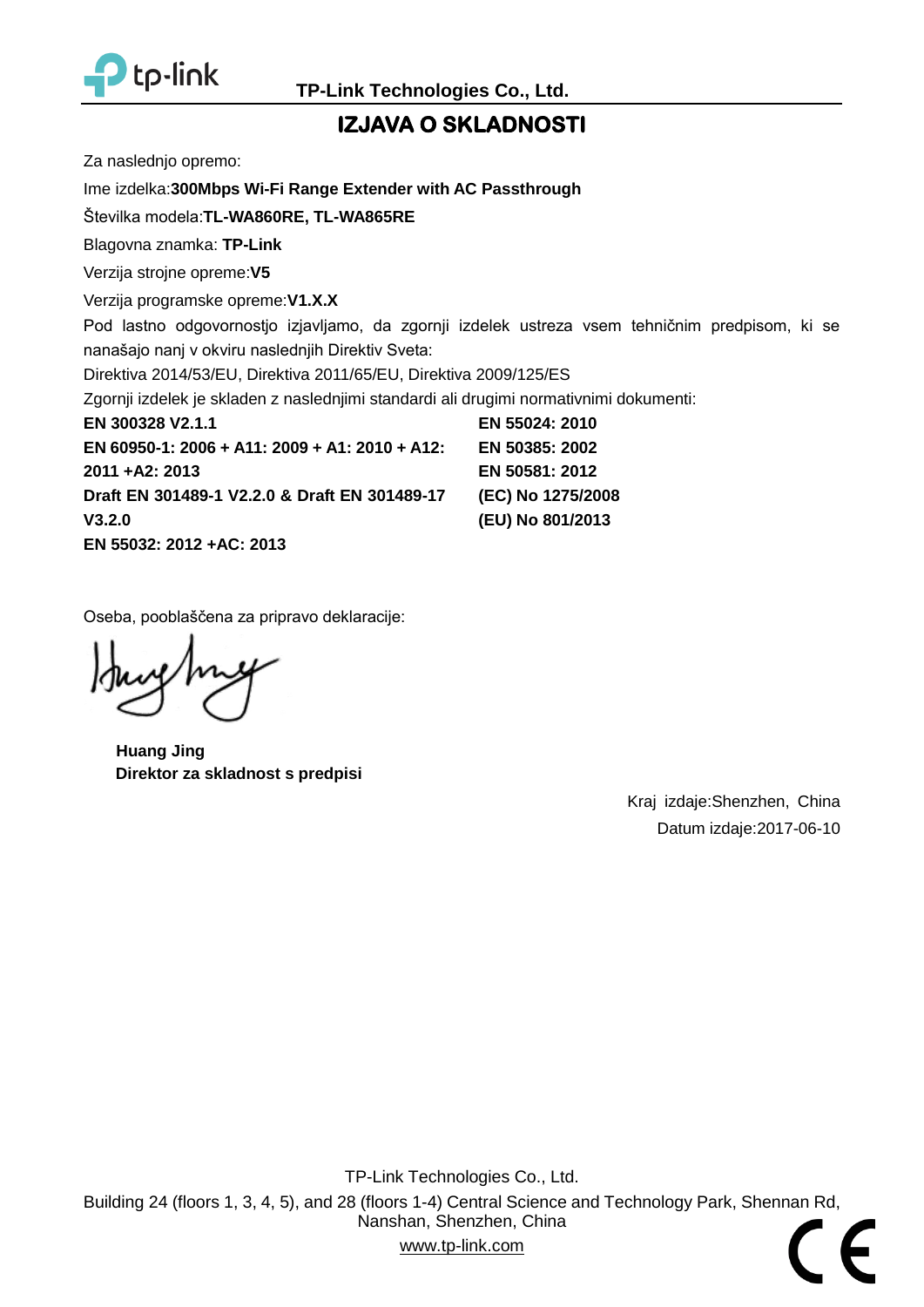**TP-Link Technologies Co., Ltd.**

# IZJAVA O SKLADNOSTI

Za naslednjo opremo:

Ime izdelka:**300Mbps Wi-Fi Range Extender with AC Passthrough**

Številka modela:**TL-WA860RE, TL-WA865RE**

Blagovna znamka: **TP-Link**

Verzija strojne opreme:**V5**

Verzija programske opreme:**V1.X.X**

Pod lastno odgovornostjo izjavljamo, da zgornji izdelek ustreza vsem tehničnim predpisom, ki se nanašajo nanj v okviru naslednjih Direktiv Sveta:

Direktiva 2014/53/EU, Direktiva 2011/65/EU, Direktiva 2009/125/ES

Zgornji izdelek je skladen z naslednjimi standardi ali drugimi normativnimi dokumenti:

**EN 300328 V2.1.1**

**EN 60950-1: 2006 + A11: 2009 + A1: 2010 + A12: 2011 +A2: 2013**

**Draft EN 301489-1 V2.2.0 & Draft EN 301489-17 V3.2.0**

**EN 55032: 2012 +AC: 2013**

**EN 55024: 2010**

**EN 50385: 2002**

**EN 50581: 2012**

**(EC) No 1275/2008**

**(EU) No 801/2013**

Oseba, pooblaščena za pripravo deklaracije:

**Huang Jing**
**Direktor za skladnost s predpisi**

Kraj izdaje:Shenzhen, China

Datum izdaje:2017-06-10

TP-Link Technologies Co., Ltd.

Building 24 (floors 1, 3, 4, 5), and 28 (floors 1-4) Central Science and Technology Park, Shennan Rd, Nanshan, Shenzhen, China

www.tp-link.com

CE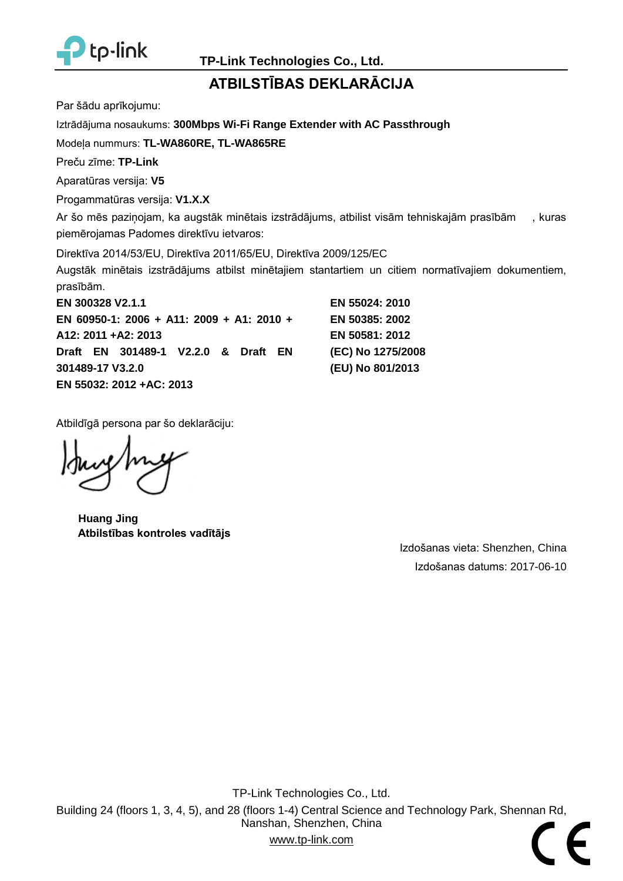TP-Link Technologies Co., Ltd.

# ATBILSTĪBAS DEKLARĀCIJA

Par šādu aprīkojumu:

Iztrādājuma nosaukums: **300Mbps Wi-Fi Range Extender with AC Passthrough**

Modeļa nummurs: **TL-WA860RE, TL-WA865RE**

Preču zīme: **TP-Link**

Aparatūras versija: **V5**

Progammatūras versija: **V1.X.X**

Ar šo mēs paziņojam, ka augstāk minētais izstrādājums, atbilist visām tehniskajām prasībām , kuras piemērojamas Padomes direktīvu ietvaros:

Direktīva 2014/53/EU, Direktīva 2011/65/EU, Direktīva 2009/125/EC

Augstāk minētais izstrādājums atbilst minētajiem stantartiem un citiem normatīvajiem dokumentiem, prasībām.

**EN 300328 V2.1.1**
**EN 60950-1: 2006 + A11: 2009 + A1: 2010 + A12: 2011 +A2: 2013**
**Draft EN 301489-1 V2.2.0 & Draft EN 301489-17 V3.2.0**
**EN 55032: 2012 +AC: 2013**
**EN 55024: 2010**
**EN 50385: 2002**
**EN 50581: 2012**
**(EC) No 1275/2008**
**(EU) No 801/2013**

Atbildīgā persona par šo deklarāciju:

**Huang Jing**
**Atbilstības kontroles vadītājs**

Izdošanas vieta: Shenzhen, China

Izdošanas datums: 2017-06-10

TP-Link Technologies Co., Ltd.

Building 24 (floors 1, 3, 4, 5), and 28 (floors 1-4) Central Science and Technology Park, Shennan Rd, Nanshan, Shenzhen, China

www.tp-link.com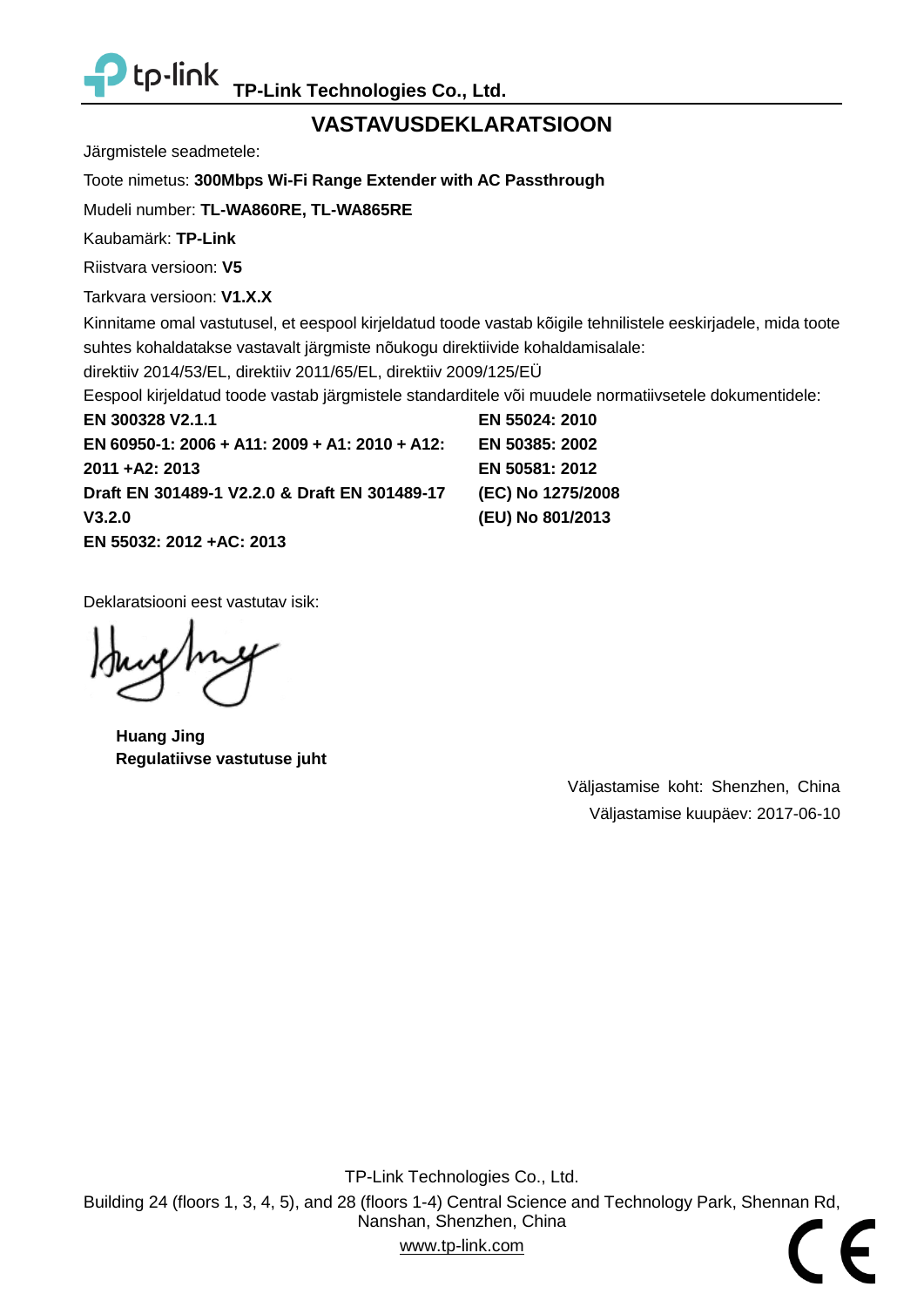TP-Link Technologies Co., Ltd.

# VASTAVUSDEKLARATSIOON

Järgmistele seadmetele:

Toote nimetus: **300Mbps Wi-Fi Range Extender with AC Passthrough**

Mudeli number: **TL-WA860RE, TL-WA865RE**

Kaubamärk: **TP-Link**

Riistvara versioon: **V5**

Tarkvara versioon: **V1.X.X**

Kinnitame omal vastutusel, et eespool kirjeldatud toode vastab kõigile tehnilistele eeskirjadele, mida toote suhtes kohaldatakse vastavalt järgmiste nõukogu direktiivide kohaldamisalale:

direktiiv 2014/53/EL, direktiiv 2011/65/EL, direktiiv 2009/125/EÜ

Eespool kirjeldatud toode vastab järgmistele standarditele või muudele normatiivsetele dokumentidele:

**EN 300328 V2.1.1**

**EN 60950-1: 2006 + A11: 2009 + A1: 2010 + A12: 2011 +A2: 2013**

**Draft EN 301489-1 V2.2.0 & Draft EN 301489-17 V3.2.0**

**EN 55032: 2012 +AC: 2013**

**EN 55024: 2010**

**EN 50385: 2002**

**EN 50581: 2012**

**(EC) No 1275/2008**

**(EU) No 801/2013**

Deklaratsiooni eest vastutav isik:

**Huang Jing**
**Regulatiivse vastutuse juht**

Väljastamise koht: Shenzhen, China

Väljastamise kuupäev: 2017-06-10

TP-Link Technologies Co., Ltd.

Building 24 (floors 1, 3, 4, 5), and 28 (floors 1-4) Central Science and Technology Park, Shennan Rd, Nanshan, Shenzhen, China

www.tp-link.com